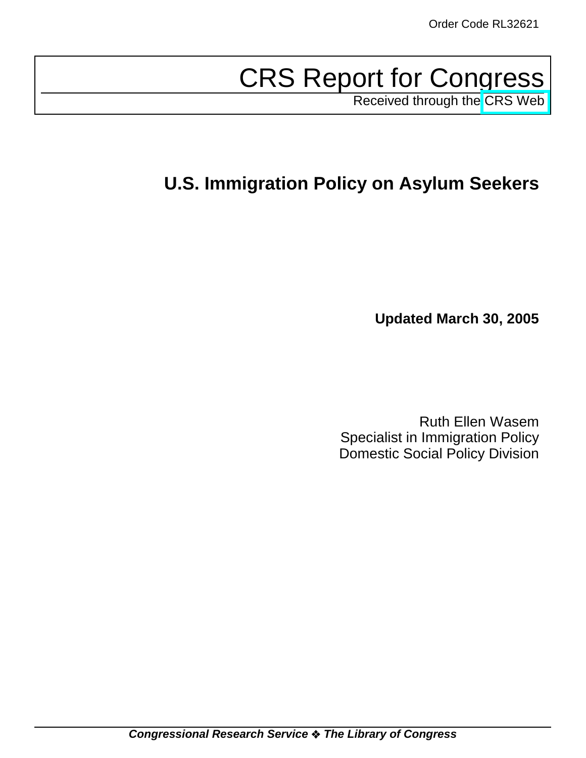Order Code RL32621

# CRS Report for Congress

Received through the CRS Web

## U.S. Immigration Policy on Asylum Seekers

**Updated March 30, 2005**

Ruth Ellen Wasem
Specialist in Immigration Policy
Domestic Social Policy Division

***Congressional Research Service ❖ The Library of Congress***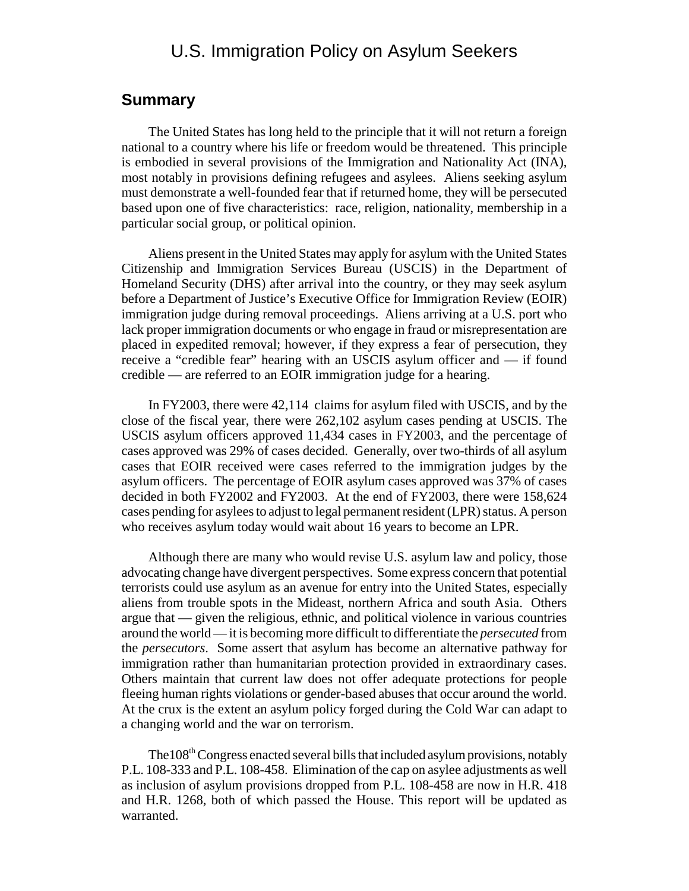# U.S. Immigration Policy on Asylum Seekers

## Summary

The United States has long held to the principle that it will not return a foreign national to a country where his life or freedom would be threatened. This principle is embodied in several provisions of the Immigration and Nationality Act (INA), most notably in provisions defining refugees and asylees. Aliens seeking asylum must demonstrate a well-founded fear that if returned home, they will be persecuted based upon one of five characteristics: race, religion, nationality, membership in a particular social group, or political opinion.

Aliens present in the United States may apply for asylum with the United States Citizenship and Immigration Services Bureau (USCIS) in the Department of Homeland Security (DHS) after arrival into the country, or they may seek asylum before a Department of Justice's Executive Office for Immigration Review (EOIR) immigration judge during removal proceedings. Aliens arriving at a U.S. port who lack proper immigration documents or who engage in fraud or misrepresentation are placed in expedited removal; however, if they express a fear of persecution, they receive a "credible fear" hearing with an USCIS asylum officer and — if found credible — are referred to an EOIR immigration judge for a hearing.

In FY2003, there were 42,114 claims for asylum filed with USCIS, and by the close of the fiscal year, there were 262,102 asylum cases pending at USCIS. The USCIS asylum officers approved 11,434 cases in FY2003, and the percentage of cases approved was 29% of cases decided. Generally, over two-thirds of all asylum cases that EOIR received were cases referred to the immigration judges by the asylum officers. The percentage of EOIR asylum cases approved was 37% of cases decided in both FY2002 and FY2003. At the end of FY2003, there were 158,624 cases pending for asylees to adjust to legal permanent resident (LPR) status. A person who receives asylum today would wait about 16 years to become an LPR.

Although there are many who would revise U.S. asylum law and policy, those advocating change have divergent perspectives. Some express concern that potential terrorists could use asylum as an avenue for entry into the United States, especially aliens from trouble spots in the Mideast, northern Africa and south Asia. Others argue that — given the religious, ethnic, and political violence in various countries around the world — it is becoming more difficult to differentiate the *persecuted* from the *persecutors*. Some assert that asylum has become an alternative pathway for immigration rather than humanitarian protection provided in extraordinary cases. Others maintain that current law does not offer adequate protections for people fleeing human rights violations or gender-based abuses that occur around the world. At the crux is the extent an asylum policy forged during the Cold War can adapt to a changing world and the war on terrorism.

The 108th Congress enacted several bills that included asylum provisions, notably P.L. 108-333 and P.L. 108-458. Elimination of the cap on asylee adjustments as well as inclusion of asylum provisions dropped from P.L. 108-458 are now in H.R. 418 and H.R. 1268, both of which passed the House. This report will be updated as warranted.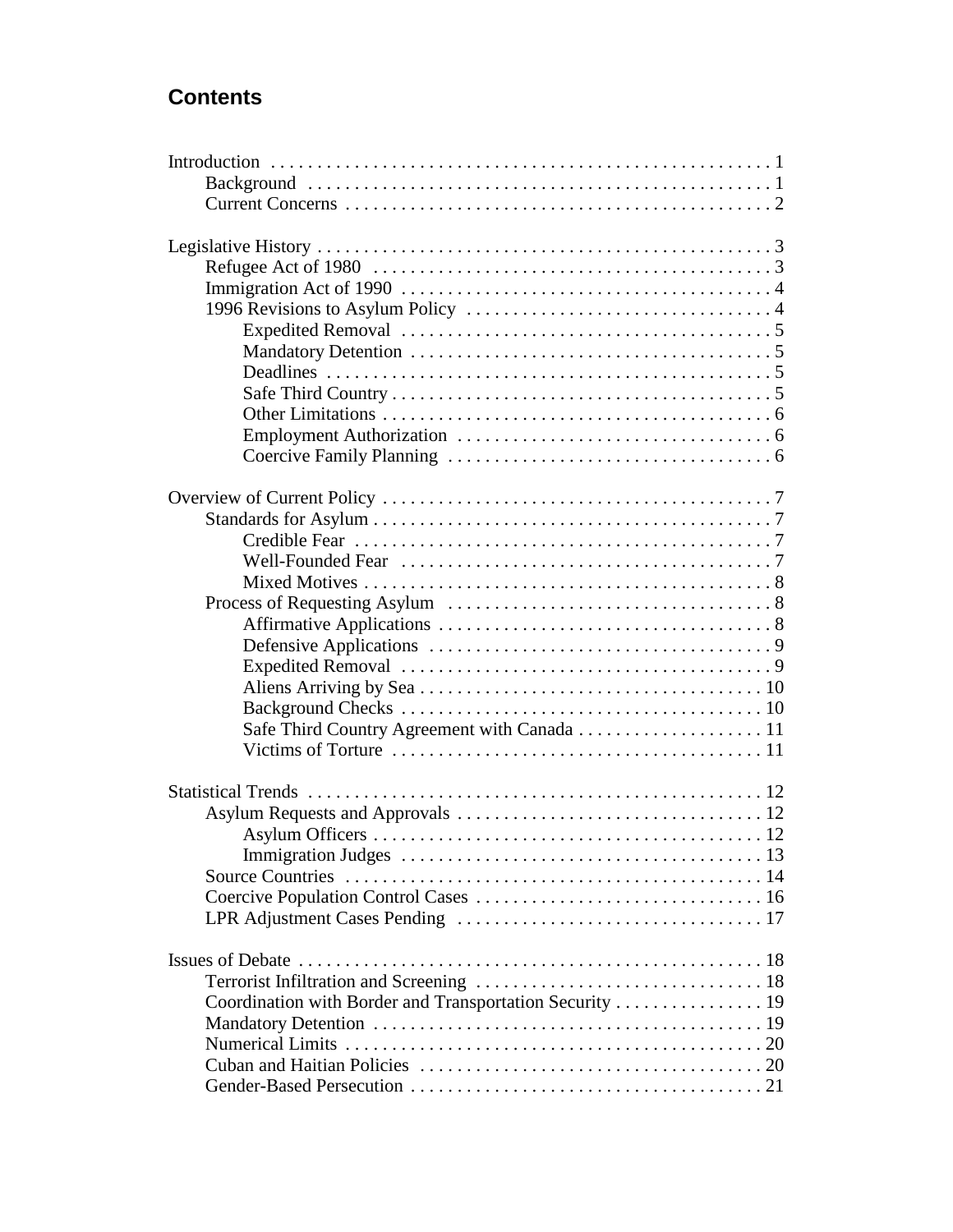## Contents

- Introduction ..... 1
  - Background ..... 1
  - Current Concerns ..... 2
- Legislative History ..... 3
  - Refugee Act of 1980 ..... 3
  - Immigration Act of 1990 ..... 4
  - 1996 Revisions to Asylum Policy ..... 4
    - Expedited Removal ..... 5
    - Mandatory Detention ..... 5
    - Deadlines ..... 5
    - Safe Third Country ..... 5
    - Other Limitations ..... 6
    - Employment Authorization ..... 6
    - Coercive Family Planning ..... 6
- Overview of Current Policy ..... 7
  - Standards for Asylum ..... 7
    - Credible Fear ..... 7
    - Well-Founded Fear ..... 7
    - Mixed Motives ..... 8
  - Process of Requesting Asylum ..... 8
    - Affirmative Applications ..... 8
    - Defensive Applications ..... 9
    - Expedited Removal ..... 9
    - Aliens Arriving by Sea ..... 10
    - Background Checks ..... 10
    - Safe Third Country Agreement with Canada ..... 11
    - Victims of Torture ..... 11
- Statistical Trends ..... 12
  - Asylum Requests and Approvals ..... 12
    - Asylum Officers ..... 12
    - Immigration Judges ..... 13
  - Source Countries ..... 14
  - Coercive Population Control Cases ..... 16
  - LPR Adjustment Cases Pending ..... 17
- Issues of Debate ..... 18
  - Terrorist Infiltration and Screening ..... 18
  - Coordination with Border and Transportation Security ..... 19
  - Mandatory Detention ..... 19
  - Numerical Limits ..... 20
  - Cuban and Haitian Policies ..... 20
  - Gender-Based Persecution ..... 21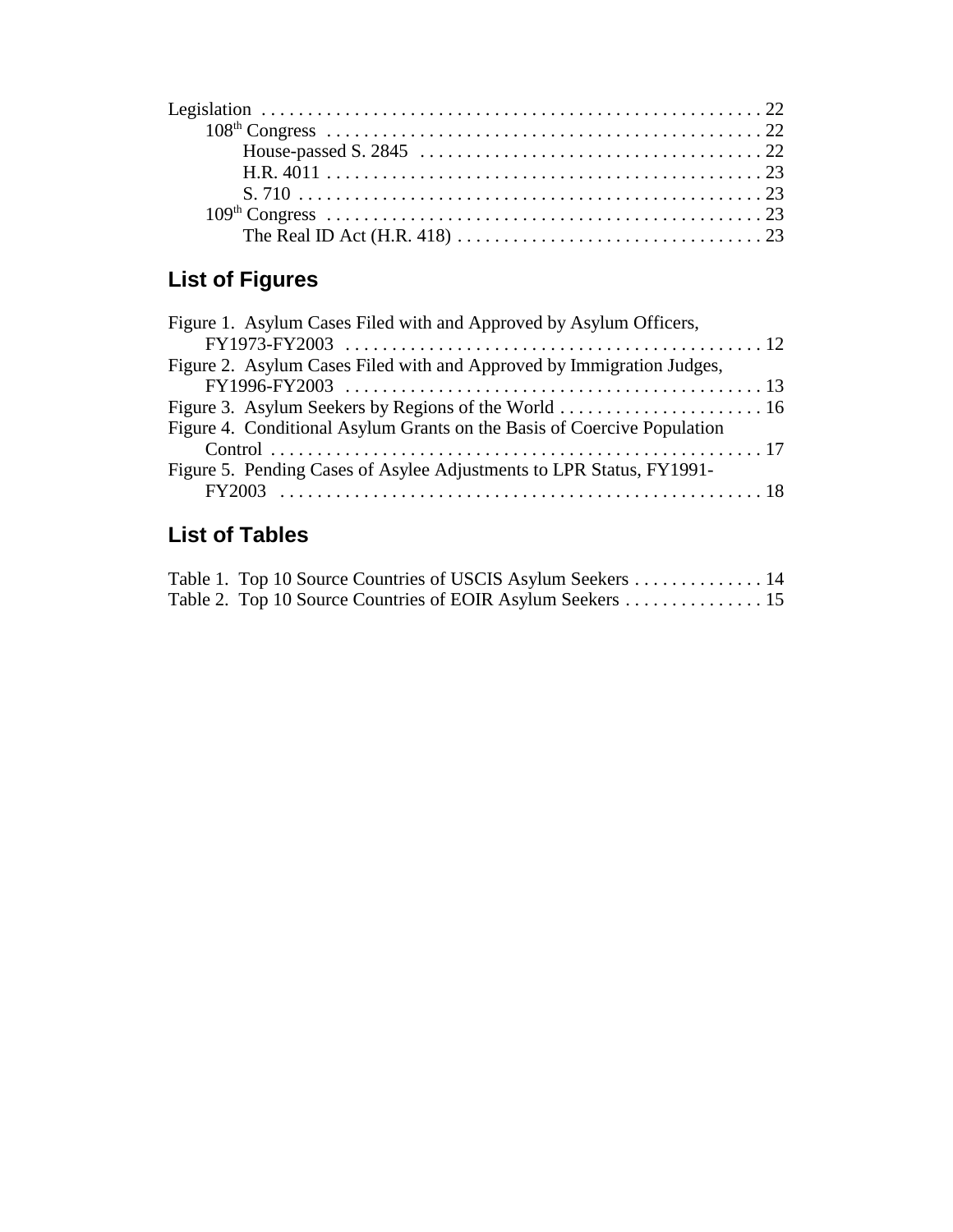Legislation . . . . . . . . . . . . . . . . . . . . . . . . . . . . . . . . . . . . . . . . . . . . . . . . . . . . . 22
- 108th Congress . . . . . . . . . . . . . . . . . . . . . . . . . . . . . . . . . . . . . . . . . . . . . . . 22
  - House-passed S. 2845 . . . . . . . . . . . . . . . . . . . . . . . . . . . . . . . . . . . . 22
  - H.R. 4011 . . . . . . . . . . . . . . . . . . . . . . . . . . . . . . . . . . . . . . . . . . . . . 23
  - S. 710 . . . . . . . . . . . . . . . . . . . . . . . . . . . . . . . . . . . . . . . . . . . . . . . . 23
- 109th Congress . . . . . . . . . . . . . . . . . . . . . . . . . . . . . . . . . . . . . . . . . . . . . . . 23
  - The Real ID Act (H.R. 418) . . . . . . . . . . . . . . . . . . . . . . . . . . . . . . . . . 23

## List of Figures

Figure 1. Asylum Cases Filed with and Approved by Asylum Officers, FY1973-FY2003 . . . . . . . . . . . . . . . . . . . . . . . . . . . . . . . . . . . . . . . . . . . . . 12

Figure 2. Asylum Cases Filed with and Approved by Immigration Judges, FY1996-FY2003 . . . . . . . . . . . . . . . . . . . . . . . . . . . . . . . . . . . . . . . . . . . . . 13

Figure 3. Asylum Seekers by Regions of the World . . . . . . . . . . . . . . . . . . . . . . 16

Figure 4. Conditional Asylum Grants on the Basis of Coercive Population Control . . . . . . . . . . . . . . . . . . . . . . . . . . . . . . . . . . . . . . . . . . . . . . . . . . . . . 17

Figure 5. Pending Cases of Asylee Adjustments to LPR Status, FY1991-FY2003 . . . . . . . . . . . . . . . . . . . . . . . . . . . . . . . . . . . . . . . . . . . . . . . . . . . 18

## List of Tables

Table 1. Top 10 Source Countries of USCIS Asylum Seekers . . . . . . . . . . . . . . 14

Table 2. Top 10 Source Countries of EOIR Asylum Seekers . . . . . . . . . . . . . . . 15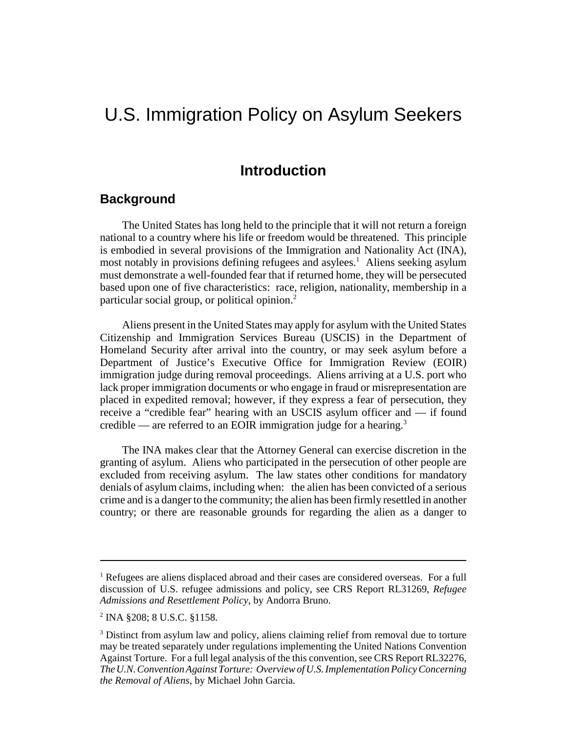# U.S. Immigration Policy on Asylum Seekers

## Introduction

### Background

The United States has long held to the principle that it will not return a foreign national to a country where his life or freedom would be threatened. This principle is embodied in several provisions of the Immigration and Nationality Act (INA), most notably in provisions defining refugees and asylees.[1] Aliens seeking asylum must demonstrate a well-founded fear that if returned home, they will be persecuted based upon one of five characteristics: race, religion, nationality, membership in a particular social group, or political opinion.[2]

Aliens present in the United States may apply for asylum with the United States Citizenship and Immigration Services Bureau (USCIS) in the Department of Homeland Security after arrival into the country, or may seek asylum before a Department of Justice's Executive Office for Immigration Review (EOIR) immigration judge during removal proceedings. Aliens arriving at a U.S. port who lack proper immigration documents or who engage in fraud or misrepresentation are placed in expedited removal; however, if they express a fear of persecution, they receive a "credible fear" hearing with an USCIS asylum officer and — if found credible — are referred to an EOIR immigration judge for a hearing.[3]

The INA makes clear that the Attorney General can exercise discretion in the granting of asylum. Aliens who participated in the persecution of other people are excluded from receiving asylum. The law states other conditions for mandatory denials of asylum claims, including when: the alien has been convicted of a serious crime and is a danger to the community; the alien has been firmly resettled in another country; or there are reasonable grounds for regarding the alien as a danger to

---

[1] Refugees are aliens displaced abroad and their cases are considered overseas. For a full discussion of U.S. refugee admissions and policy, see CRS Report RL31269, *Refugee Admissions and Resettlement Policy*, by Andorra Bruno.

[2] INA §208; 8 U.S.C. §1158.

[3] Distinct from asylum law and policy, aliens claiming relief from removal due to torture may be treated separately under regulations implementing the United Nations Convention Against Torture. For a full legal analysis of the this convention, see CRS Report RL32276, *The U.N. Convention Against Torture: Overview of U.S. Implementation Policy Concerning the Removal of Aliens*, by Michael John Garcia.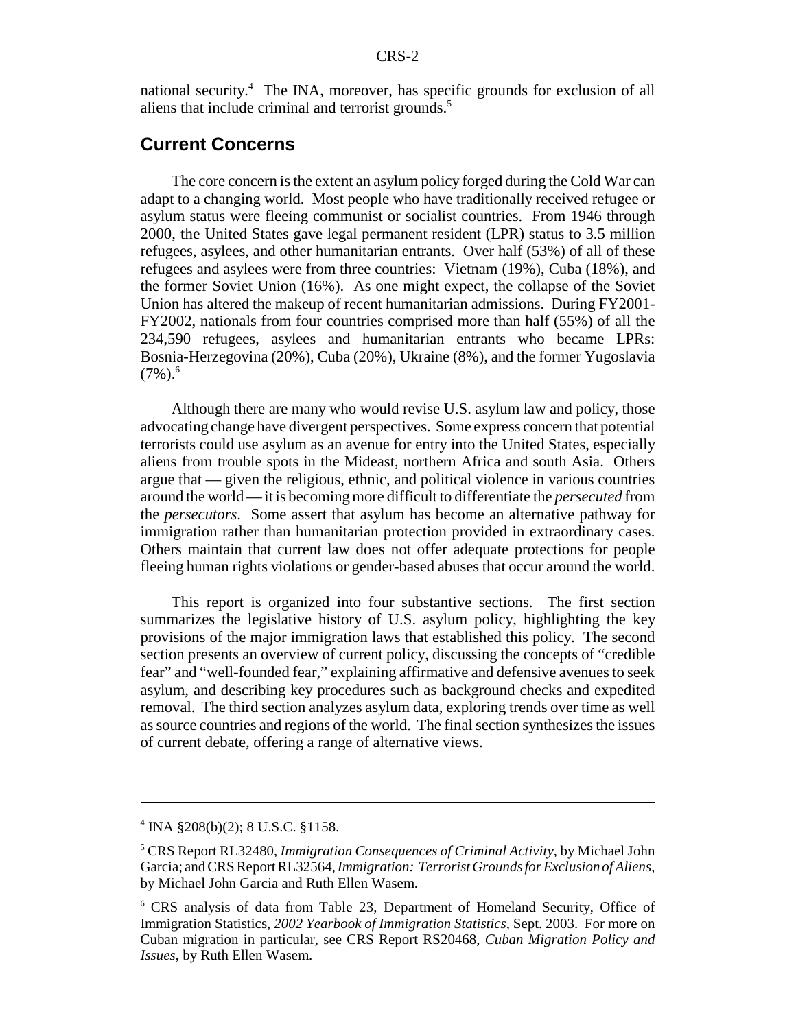national security.[4] The INA, moreover, has specific grounds for exclusion of all aliens that include criminal and terrorist grounds.[5]

## Current Concerns

The core concern is the extent an asylum policy forged during the Cold War can adapt to a changing world. Most people who have traditionally received refugee or asylum status were fleeing communist or socialist countries. From 1946 through 2000, the United States gave legal permanent resident (LPR) status to 3.5 million refugees, asylees, and other humanitarian entrants. Over half (53%) of all of these refugees and asylees were from three countries: Vietnam (19%), Cuba (18%), and the former Soviet Union (16%). As one might expect, the collapse of the Soviet Union has altered the makeup of recent humanitarian admissions. During FY2001-FY2002, nationals from four countries comprised more than half (55%) of all the 234,590 refugees, asylees and humanitarian entrants who became LPRs: Bosnia-Herzegovina (20%), Cuba (20%), Ukraine (8%), and the former Yugoslavia (7%).[6]

Although there are many who would revise U.S. asylum law and policy, those advocating change have divergent perspectives. Some express concern that potential terrorists could use asylum as an avenue for entry into the United States, especially aliens from trouble spots in the Mideast, northern Africa and south Asia. Others argue that — given the religious, ethnic, and political violence in various countries around the world — it is becoming more difficult to differentiate the *persecuted* from the *persecutors*. Some assert that asylum has become an alternative pathway for immigration rather than humanitarian protection provided in extraordinary cases. Others maintain that current law does not offer adequate protections for people fleeing human rights violations or gender-based abuses that occur around the world.

This report is organized into four substantive sections. The first section summarizes the legislative history of U.S. asylum policy, highlighting the key provisions of the major immigration laws that established this policy. The second section presents an overview of current policy, discussing the concepts of "credible fear" and "well-founded fear," explaining affirmative and defensive avenues to seek asylum, and describing key procedures such as background checks and expedited removal. The third section analyzes asylum data, exploring trends over time as well as source countries and regions of the world. The final section synthesizes the issues of current debate, offering a range of alternative views.

---

[4] INA §208(b)(2); 8 U.S.C. §1158.

[5] CRS Report RL32480, *Immigration Consequences of Criminal Activity*, by Michael John Garcia; and CRS Report RL32564, *Immigration: Terrorist Grounds for Exclusion of Aliens*, by Michael John Garcia and Ruth Ellen Wasem.

[6] CRS analysis of data from Table 23, Department of Homeland Security, Office of Immigration Statistics, *2002 Yearbook of Immigration Statistics*, Sept. 2003. For more on Cuban migration in particular, see CRS Report RS20468, *Cuban Migration Policy and Issues*, by Ruth Ellen Wasem.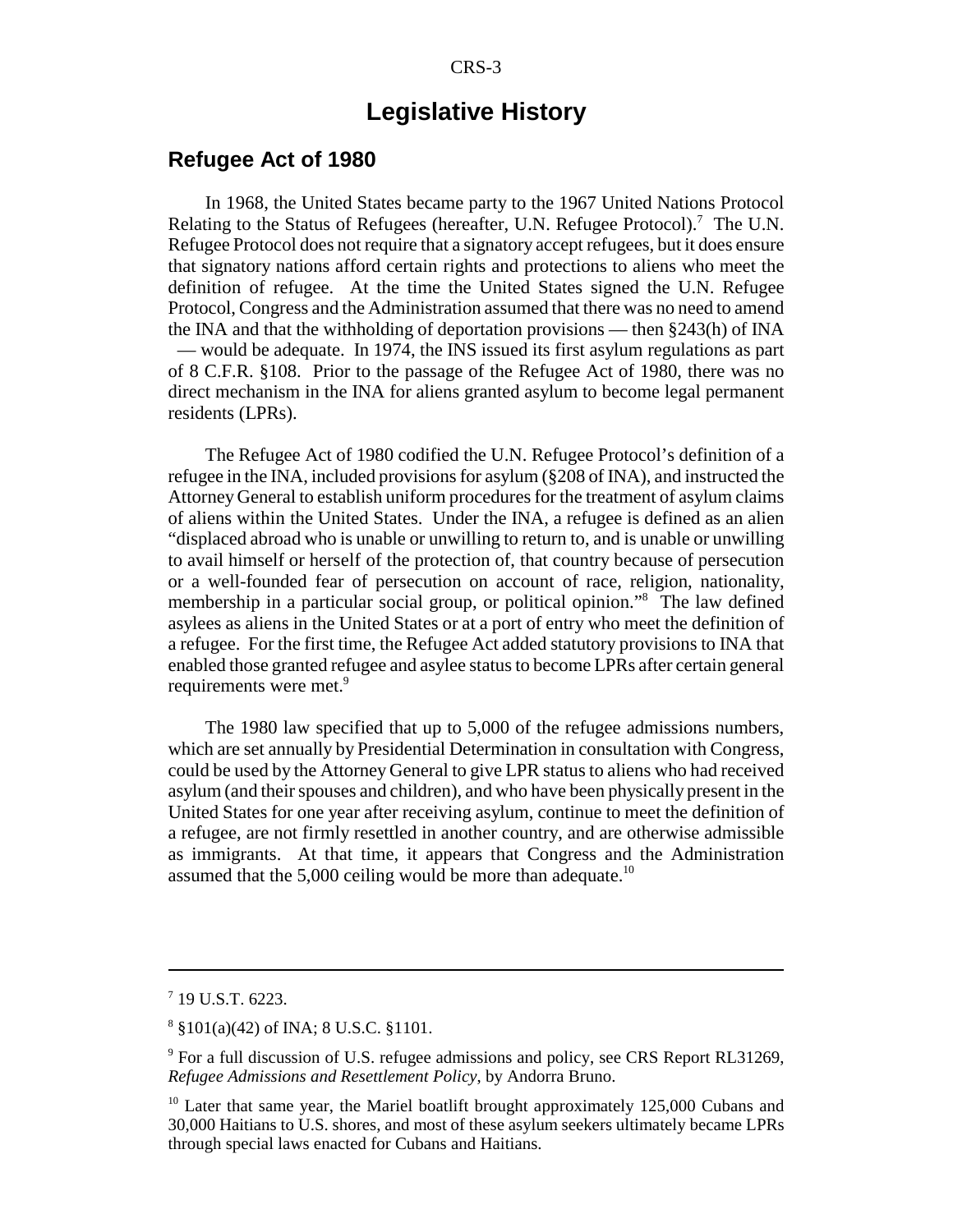# Legislative History

## Refugee Act of 1980

In 1968, the United States became party to the 1967 United Nations Protocol Relating to the Status of Refugees (hereafter, U.N. Refugee Protocol).[7] The U.N. Refugee Protocol does not require that a signatory accept refugees, but it does ensure that signatory nations afford certain rights and protections to aliens who meet the definition of refugee. At the time the United States signed the U.N. Refugee Protocol, Congress and the Administration assumed that there was no need to amend the INA and that the withholding of deportation provisions — then §243(h) of INA — would be adequate. In 1974, the INS issued its first asylum regulations as part of 8 C.F.R. §108. Prior to the passage of the Refugee Act of 1980, there was no direct mechanism in the INA for aliens granted asylum to become legal permanent residents (LPRs).

The Refugee Act of 1980 codified the U.N. Refugee Protocol's definition of a refugee in the INA, included provisions for asylum (§208 of INA), and instructed the Attorney General to establish uniform procedures for the treatment of asylum claims of aliens within the United States. Under the INA, a refugee is defined as an alien "displaced abroad who is unable or unwilling to return to, and is unable or unwilling to avail himself or herself of the protection of, that country because of persecution or a well-founded fear of persecution on account of race, religion, nationality, membership in a particular social group, or political opinion."[8] The law defined asylees as aliens in the United States or at a port of entry who meet the definition of a refugee. For the first time, the Refugee Act added statutory provisions to INA that enabled those granted refugee and asylee status to become LPRs after certain general requirements were met.[9]

The 1980 law specified that up to 5,000 of the refugee admissions numbers, which are set annually by Presidential Determination in consultation with Congress, could be used by the Attorney General to give LPR status to aliens who had received asylum (and their spouses and children), and who have been physically present in the United States for one year after receiving asylum, continue to meet the definition of a refugee, are not firmly resettled in another country, and are otherwise admissible as immigrants. At that time, it appears that Congress and the Administration assumed that the 5,000 ceiling would be more than adequate.[10]

---

[7] 19 U.S.T. 6223.

[8] §101(a)(42) of INA; 8 U.S.C. §1101.

[9] For a full discussion of U.S. refugee admissions and policy, see CRS Report RL31269, *Refugee Admissions and Resettlement Policy*, by Andorra Bruno.

[10] Later that same year, the Mariel boatlift brought approximately 125,000 Cubans and 30,000 Haitians to U.S. shores, and most of these asylum seekers ultimately became LPRs through special laws enacted for Cubans and Haitians.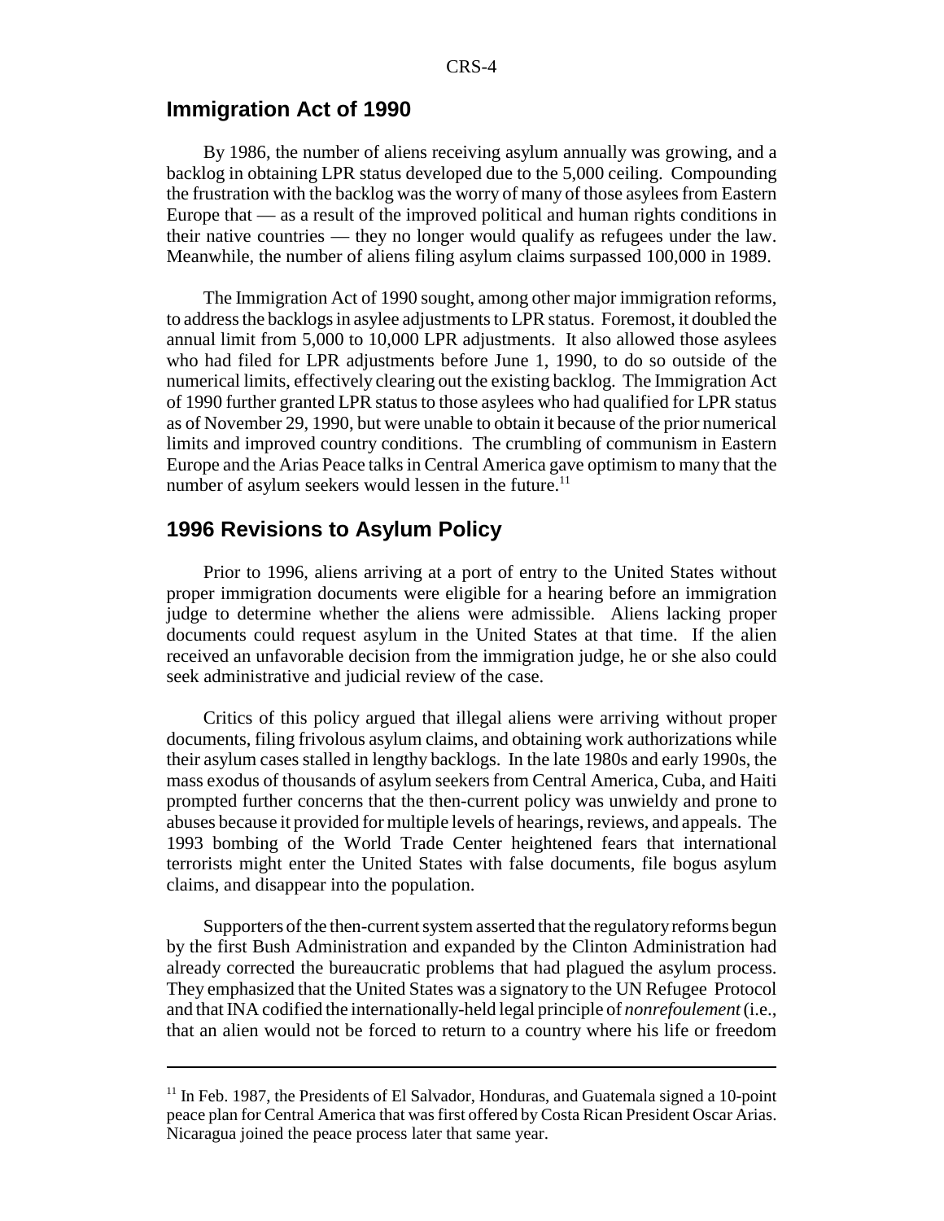## Immigration Act of 1990

By 1986, the number of aliens receiving asylum annually was growing, and a backlog in obtaining LPR status developed due to the 5,000 ceiling. Compounding the frustration with the backlog was the worry of many of those asylees from Eastern Europe that — as a result of the improved political and human rights conditions in their native countries — they no longer would qualify as refugees under the law. Meanwhile, the number of aliens filing asylum claims surpassed 100,000 in 1989.

The Immigration Act of 1990 sought, among other major immigration reforms, to address the backlogs in asylee adjustments to LPR status. Foremost, it doubled the annual limit from 5,000 to 10,000 LPR adjustments. It also allowed those asylees who had filed for LPR adjustments before June 1, 1990, to do so outside of the numerical limits, effectively clearing out the existing backlog. The Immigration Act of 1990 further granted LPR status to those asylees who had qualified for LPR status as of November 29, 1990, but were unable to obtain it because of the prior numerical limits and improved country conditions. The crumbling of communism in Eastern Europe and the Arias Peace talks in Central America gave optimism to many that the number of asylum seekers would lessen in the future.[11]

## 1996 Revisions to Asylum Policy

Prior to 1996, aliens arriving at a port of entry to the United States without proper immigration documents were eligible for a hearing before an immigration judge to determine whether the aliens were admissible. Aliens lacking proper documents could request asylum in the United States at that time. If the alien received an unfavorable decision from the immigration judge, he or she also could seek administrative and judicial review of the case.

Critics of this policy argued that illegal aliens were arriving without proper documents, filing frivolous asylum claims, and obtaining work authorizations while their asylum cases stalled in lengthy backlogs. In the late 1980s and early 1990s, the mass exodus of thousands of asylum seekers from Central America, Cuba, and Haiti prompted further concerns that the then-current policy was unwieldy and prone to abuses because it provided for multiple levels of hearings, reviews, and appeals. The 1993 bombing of the World Trade Center heightened fears that international terrorists might enter the United States with false documents, file bogus asylum claims, and disappear into the population.

Supporters of the then-current system asserted that the regulatory reforms begun by the first Bush Administration and expanded by the Clinton Administration had already corrected the bureaucratic problems that had plagued the asylum process. They emphasized that the United States was a signatory to the UN Refugee Protocol and that INA codified the internationally-held legal principle of *nonrefoulement* (i.e., that an alien would not be forced to return to a country where his life or freedom

[11] In Feb. 1987, the Presidents of El Salvador, Honduras, and Guatemala signed a 10-point peace plan for Central America that was first offered by Costa Rican President Oscar Arias. Nicaragua joined the peace process later that same year.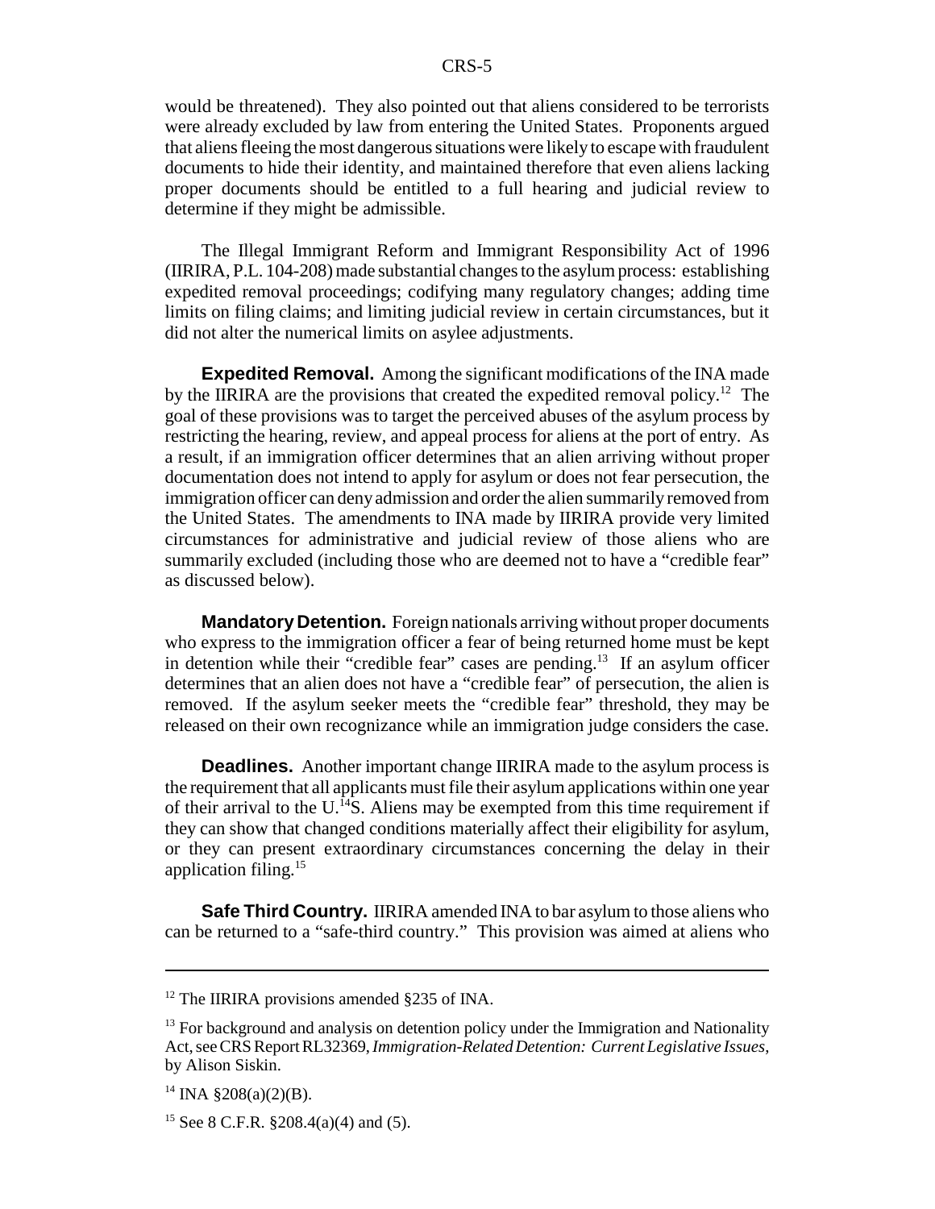would be threatened). They also pointed out that aliens considered to be terrorists were already excluded by law from entering the United States. Proponents argued that aliens fleeing the most dangerous situations were likely to escape with fraudulent documents to hide their identity, and maintained therefore that even aliens lacking proper documents should be entitled to a full hearing and judicial review to determine if they might be admissible.

The Illegal Immigrant Reform and Immigrant Responsibility Act of 1996 (IIRIRA, P.L. 104-208) made substantial changes to the asylum process: establishing expedited removal proceedings; codifying many regulatory changes; adding time limits on filing claims; and limiting judicial review in certain circumstances, but it did not alter the numerical limits on asylee adjustments.

**Expedited Removal.** Among the significant modifications of the INA made by the IIRIRA are the provisions that created the expedited removal policy.[12] The goal of these provisions was to target the perceived abuses of the asylum process by restricting the hearing, review, and appeal process for aliens at the port of entry. As a result, if an immigration officer determines that an alien arriving without proper documentation does not intend to apply for asylum or does not fear persecution, the immigration officer can deny admission and order the alien summarily removed from the United States. The amendments to INA made by IIRIRA provide very limited circumstances for administrative and judicial review of those aliens who are summarily excluded (including those who are deemed not to have a "credible fear" as discussed below).

**Mandatory Detention.** Foreign nationals arriving without proper documents who express to the immigration officer a fear of being returned home must be kept in detention while their "credible fear" cases are pending.[13] If an asylum officer determines that an alien does not have a "credible fear" of persecution, the alien is removed. If the asylum seeker meets the "credible fear" threshold, they may be released on their own recognizance while an immigration judge considers the case.

**Deadlines.** Another important change IIRIRA made to the asylum process is the requirement that all applicants must file their asylum applications within one year of their arrival to the U.[14]S. Aliens may be exempted from this time requirement if they can show that changed conditions materially affect their eligibility for asylum, or they can present extraordinary circumstances concerning the delay in their application filing.[15]

**Safe Third Country.** IIRIRA amended INA to bar asylum to those aliens who can be returned to a "safe-third country." This provision was aimed at aliens who

---

[12] The IIRIRA provisions amended §235 of INA.

[13] For background and analysis on detention policy under the Immigration and Nationality Act, see CRS Report RL32369, *Immigration-Related Detention: Current Legislative Issues*, by Alison Siskin.

[14] INA §208(a)(2)(B).

[15] See 8 C.F.R. §208.4(a)(4) and (5).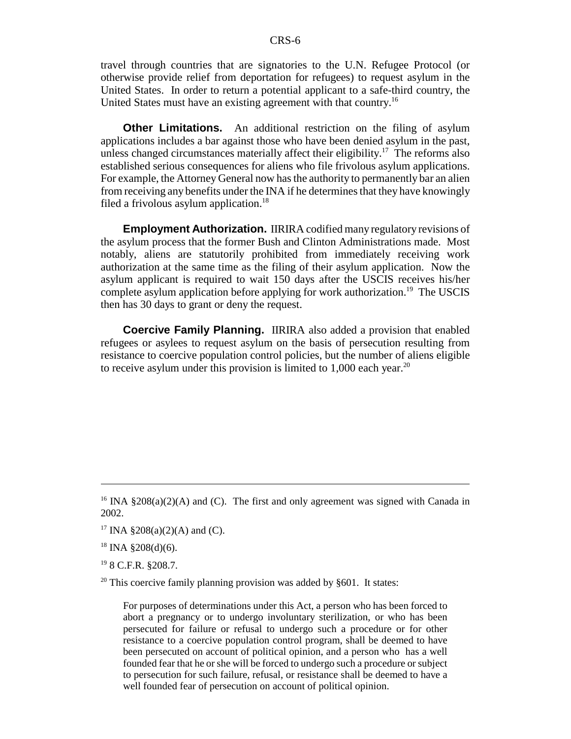travel through countries that are signatories to the U.N. Refugee Protocol (or otherwise provide relief from deportation for refugees) to request asylum in the United States. In order to return a potential applicant to a safe-third country, the United States must have an existing agreement with that country.[16]

**Other Limitations.** An additional restriction on the filing of asylum applications includes a bar against those who have been denied asylum in the past, unless changed circumstances materially affect their eligibility.[17] The reforms also established serious consequences for aliens who file frivolous asylum applications. For example, the Attorney General now has the authority to permanently bar an alien from receiving any benefits under the INA if he determines that they have knowingly filed a frivolous asylum application.[18]

**Employment Authorization.** IIRIRA codified many regulatory revisions of the asylum process that the former Bush and Clinton Administrations made. Most notably, aliens are statutorily prohibited from immediately receiving work authorization at the same time as the filing of their asylum application. Now the asylum applicant is required to wait 150 days after the USCIS receives his/her complete asylum application before applying for work authorization.[19] The USCIS then has 30 days to grant or deny the request.

**Coercive Family Planning.** IIRIRA also added a provision that enabled refugees or asylees to request asylum on the basis of persecution resulting from resistance to coercive population control policies, but the number of aliens eligible to receive asylum under this provision is limited to 1,000 each year.[20]

---

[16] INA §208(a)(2)(A) and (C). The first and only agreement was signed with Canada in 2002.

[17] INA §208(a)(2)(A) and (C).

[18] INA §208(d)(6).

[19] 8 C.F.R. §208.7.

[20] This coercive family planning provision was added by §601. It states:

> For purposes of determinations under this Act, a person who has been forced to abort a pregnancy or to undergo involuntary sterilization, or who has been persecuted for failure or refusal to undergo such a procedure or for other resistance to a coercive population control program, shall be deemed to have been persecuted on account of political opinion, and a person who has a well founded fear that he or she will be forced to undergo such a procedure or subject to persecution for such failure, refusal, or resistance shall be deemed to have a well founded fear of persecution on account of political opinion.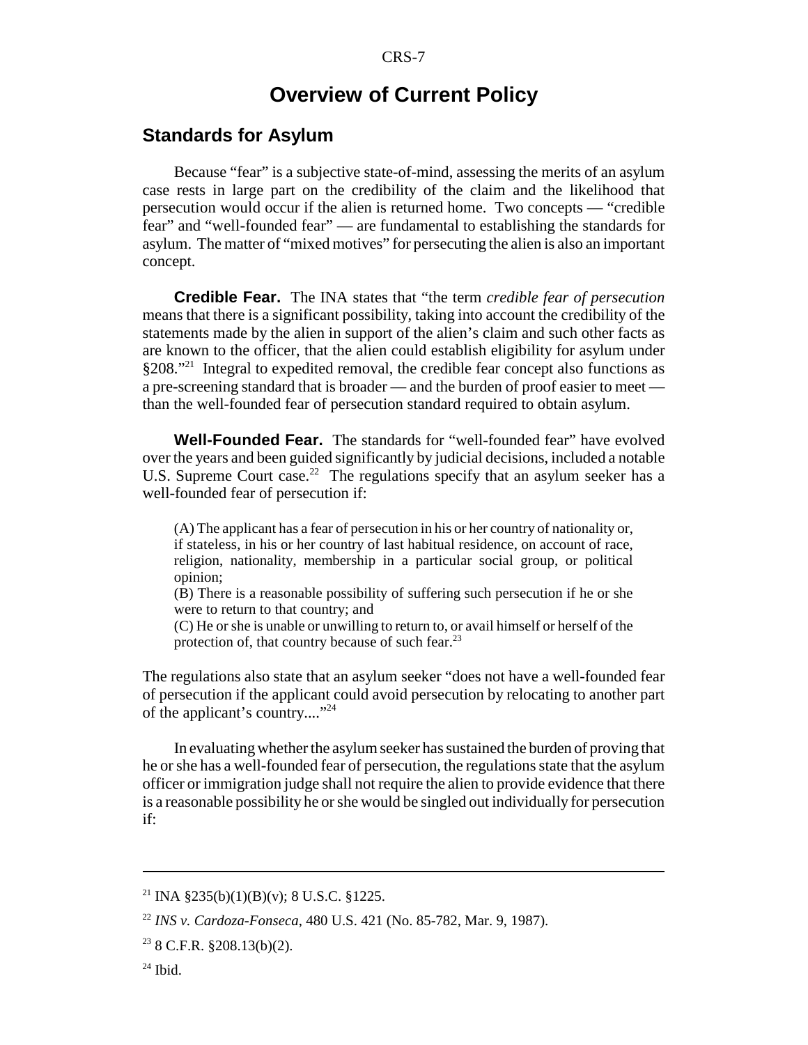# Overview of Current Policy

## Standards for Asylum

Because "fear" is a subjective state-of-mind, assessing the merits of an asylum case rests in large part on the credibility of the claim and the likelihood that persecution would occur if the alien is returned home. Two concepts — "credible fear" and "well-founded fear" — are fundamental to establishing the standards for asylum. The matter of "mixed motives" for persecuting the alien is also an important concept.

**Credible Fear.** The INA states that "the term *credible fear of persecution* means that there is a significant possibility, taking into account the credibility of the statements made by the alien in support of the alien's claim and such other facts as are known to the officer, that the alien could establish eligibility for asylum under §208."[21] Integral to expedited removal, the credible fear concept also functions as a pre-screening standard that is broader — and the burden of proof easier to meet — than the well-founded fear of persecution standard required to obtain asylum.

**Well-Founded Fear.** The standards for "well-founded fear" have evolved over the years and been guided significantly by judicial decisions, included a notable U.S. Supreme Court case.[22] The regulations specify that an asylum seeker has a well-founded fear of persecution if:

> (A) The applicant has a fear of persecution in his or her country of nationality or, if stateless, in his or her country of last habitual residence, on account of race, religion, nationality, membership in a particular social group, or political opinion;
> (B) There is a reasonable possibility of suffering such persecution if he or she were to return to that country; and
> (C) He or she is unable or unwilling to return to, or avail himself or herself of the protection of, that country because of such fear.[23]

The regulations also state that an asylum seeker "does not have a well-founded fear of persecution if the applicant could avoid persecution by relocating to another part of the applicant's country...."[24]

In evaluating whether the asylum seeker has sustained the burden of proving that he or she has a well-founded fear of persecution, the regulations state that the asylum officer or immigration judge shall not require the alien to provide evidence that there is a reasonable possibility he or she would be singled out individually for persecution if:

---

[21] INA §235(b)(1)(B)(v); 8 U.S.C. §1225.

[22] *INS v. Cardoza-Fonseca*, 480 U.S. 421 (No. 85-782, Mar. 9, 1987).

[23] 8 C.F.R. §208.13(b)(2).

[24] Ibid.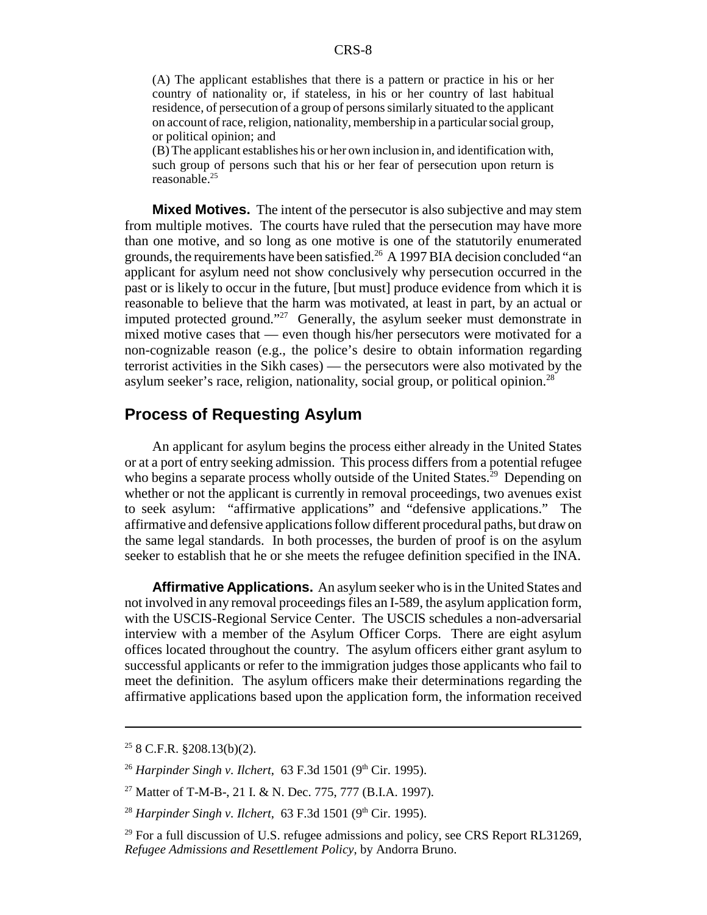(A) The applicant establishes that there is a pattern or practice in his or her country of nationality or, if stateless, in his or her country of last habitual residence, of persecution of a group of persons similarly situated to the applicant on account of race, religion, nationality, membership in a particular social group, or political opinion; and

(B) The applicant establishes his or her own inclusion in, and identification with, such group of persons such that his or her fear of persecution upon return is reasonable.[25]

**Mixed Motives.** The intent of the persecutor is also subjective and may stem from multiple motives. The courts have ruled that the persecution may have more than one motive, and so long as one motive is one of the statutorily enumerated grounds, the requirements have been satisfied.[26] A 1997 BIA decision concluded "an applicant for asylum need not show conclusively why persecution occurred in the past or is likely to occur in the future, [but must] produce evidence from which it is reasonable to believe that the harm was motivated, at least in part, by an actual or imputed protected ground."[27] Generally, the asylum seeker must demonstrate in mixed motive cases that — even though his/her persecutors were motivated for a non-cognizable reason (e.g., the police's desire to obtain information regarding terrorist activities in the Sikh cases) — the persecutors were also motivated by the asylum seeker's race, religion, nationality, social group, or political opinion.[28]

## Process of Requesting Asylum

An applicant for asylum begins the process either already in the United States or at a port of entry seeking admission. This process differs from a potential refugee who begins a separate process wholly outside of the United States.[29] Depending on whether or not the applicant is currently in removal proceedings, two avenues exist to seek asylum: "affirmative applications" and "defensive applications." The affirmative and defensive applications follow different procedural paths, but draw on the same legal standards. In both processes, the burden of proof is on the asylum seeker to establish that he or she meets the refugee definition specified in the INA.

**Affirmative Applications.** An asylum seeker who is in the United States and not involved in any removal proceedings files an I-589, the asylum application form, with the USCIS-Regional Service Center. The USCIS schedules a non-adversarial interview with a member of the Asylum Officer Corps. There are eight asylum offices located throughout the country. The asylum officers either grant asylum to successful applicants or refer to the immigration judges those applicants who fail to meet the definition. The asylum officers make their determinations regarding the affirmative applications based upon the application form, the information received

---

[25] 8 C.F.R. §208.13(b)(2).

[26] *Harpinder Singh v. Ilchert*, 63 F.3d 1501 (9th Cir. 1995).

[27] Matter of T-M-B-, 21 I. & N. Dec. 775, 777 (B.I.A. 1997).

[28] *Harpinder Singh v. Ilchert*, 63 F.3d 1501 (9th Cir. 1995).

[29] For a full discussion of U.S. refugee admissions and policy, see CRS Report RL31269, *Refugee Admissions and Resettlement Policy*, by Andorra Bruno.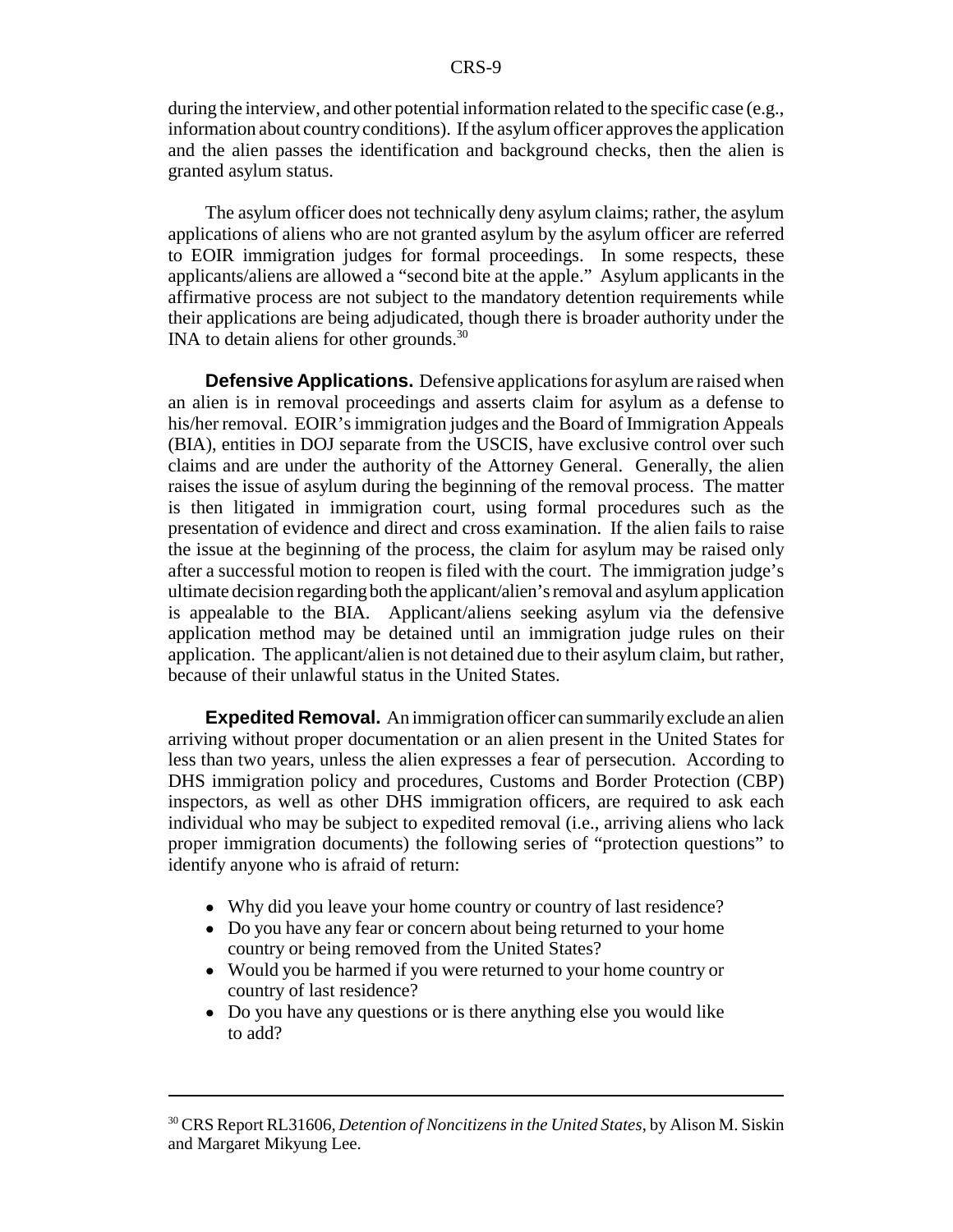during the interview, and other potential information related to the specific case (e.g., information about country conditions). If the asylum officer approves the application and the alien passes the identification and background checks, then the alien is granted asylum status.

The asylum officer does not technically deny asylum claims; rather, the asylum applications of aliens who are not granted asylum by the asylum officer are referred to EOIR immigration judges for formal proceedings. In some respects, these applicants/aliens are allowed a "second bite at the apple." Asylum applicants in the affirmative process are not subject to the mandatory detention requirements while their applications are being adjudicated, though there is broader authority under the INA to detain aliens for other grounds.[30]

**Defensive Applications.** Defensive applications for asylum are raised when an alien is in removal proceedings and asserts claim for asylum as a defense to his/her removal. EOIR's immigration judges and the Board of Immigration Appeals (BIA), entities in DOJ separate from the USCIS, have exclusive control over such claims and are under the authority of the Attorney General. Generally, the alien raises the issue of asylum during the beginning of the removal process. The matter is then litigated in immigration court, using formal procedures such as the presentation of evidence and direct and cross examination. If the alien fails to raise the issue at the beginning of the process, the claim for asylum may be raised only after a successful motion to reopen is filed with the court. The immigration judge's ultimate decision regarding both the applicant/alien's removal and asylum application is appealable to the BIA. Applicant/aliens seeking asylum via the defensive application method may be detained until an immigration judge rules on their application. The applicant/alien is not detained due to their asylum claim, but rather, because of their unlawful status in the United States.

**Expedited Removal.** An immigration officer can summarily exclude an alien arriving without proper documentation or an alien present in the United States for less than two years, unless the alien expresses a fear of persecution. According to DHS immigration policy and procedures, Customs and Border Protection (CBP) inspectors, as well as other DHS immigration officers, are required to ask each individual who may be subject to expedited removal (i.e., arriving aliens who lack proper immigration documents) the following series of "protection questions" to identify anyone who is afraid of return:

- Why did you leave your home country or country of last residence?
- Do you have any fear or concern about being returned to your home country or being removed from the United States?
- Would you be harmed if you were returned to your home country or country of last residence?
- Do you have any questions or is there anything else you would like to add?

---

[30] CRS Report RL31606, *Detention of Noncitizens in the United States,* by Alison M. Siskin and Margaret Mikyung Lee.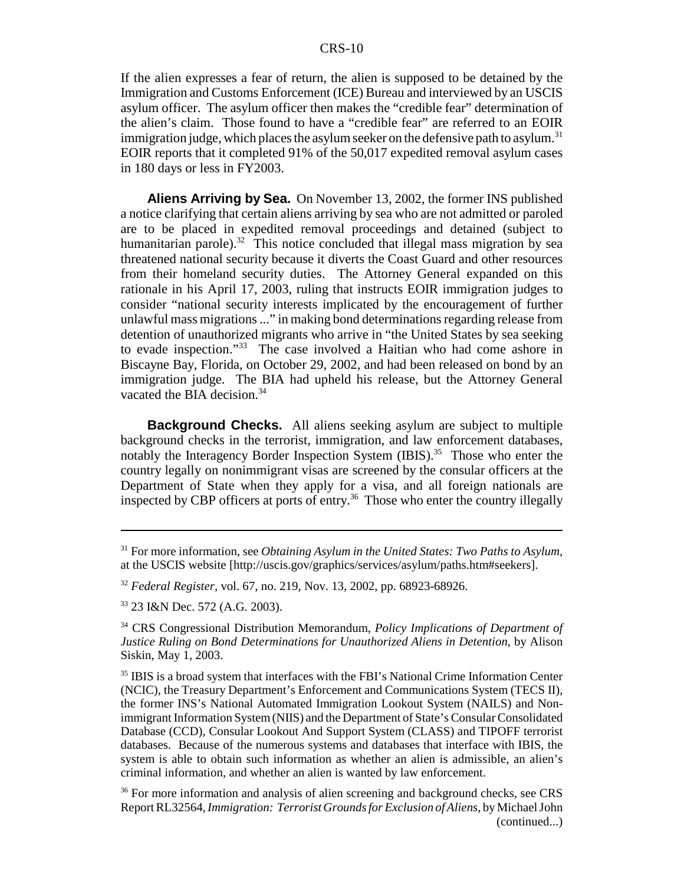If the alien expresses a fear of return, the alien is supposed to be detained by the Immigration and Customs Enforcement (ICE) Bureau and interviewed by an USCIS asylum officer. The asylum officer then makes the "credible fear" determination of the alien's claim. Those found to have a "credible fear" are referred to an EOIR immigration judge, which places the asylum seeker on the defensive path to asylum.[31] EOIR reports that it completed 91% of the 50,017 expedited removal asylum cases in 180 days or less in FY2003.

**Aliens Arriving by Sea.** On November 13, 2002, the former INS published a notice clarifying that certain aliens arriving by sea who are not admitted or paroled are to be placed in expedited removal proceedings and detained (subject to humanitarian parole).[32] This notice concluded that illegal mass migration by sea threatened national security because it diverts the Coast Guard and other resources from their homeland security duties. The Attorney General expanded on this rationale in his April 17, 2003, ruling that instructs EOIR immigration judges to consider "national security interests implicated by the encouragement of further unlawful mass migrations ..." in making bond determinations regarding release from detention of unauthorized migrants who arrive in "the United States by sea seeking to evade inspection."[33] The case involved a Haitian who had come ashore in Biscayne Bay, Florida, on October 29, 2002, and had been released on bond by an immigration judge. The BIA had upheld his release, but the Attorney General vacated the BIA decision.[34]

**Background Checks.** All aliens seeking asylum are subject to multiple background checks in the terrorist, immigration, and law enforcement databases, notably the Interagency Border Inspection System (IBIS).[35] Those who enter the country legally on nonimmigrant visas are screened by the consular officers at the Department of State when they apply for a visa, and all foreign nationals are inspected by CBP officers at ports of entry.[36] Those who enter the country illegally

---

[31] For more information, see *Obtaining Asylum in the United States: Two Paths to Asylum*, at the USCIS website [http://uscis.gov/graphics/services/asylum/paths.htm#seekers].

[32] *Federal Register*, vol. 67, no. 219, Nov. 13, 2002, pp. 68923-68926.

[33] 23 I&N Dec. 572 (A.G. 2003).

[34] CRS Congressional Distribution Memorandum, *Policy Implications of Department of Justice Ruling on Bond Determinations for Unauthorized Aliens in Detention*, by Alison Siskin, May 1, 2003.

[35] IBIS is a broad system that interfaces with the FBI's National Crime Information Center (NCIC), the Treasury Department's Enforcement and Communications System (TECS II), the former INS's National Automated Immigration Lookout System (NAILS) and Nonimmigrant Information System (NIIS) and the Department of State's Consular Consolidated Database (CCD), Consular Lookout And Support System (CLASS) and TIPOFF terrorist databases. Because of the numerous systems and databases that interface with IBIS, the system is able to obtain such information as whether an alien is admissible, an alien's criminal information, and whether an alien is wanted by law enforcement.

[36] For more information and analysis of alien screening and background checks, see CRS Report RL32564, *Immigration: Terrorist Grounds for Exclusion of Aliens*, by Michael John (continued...)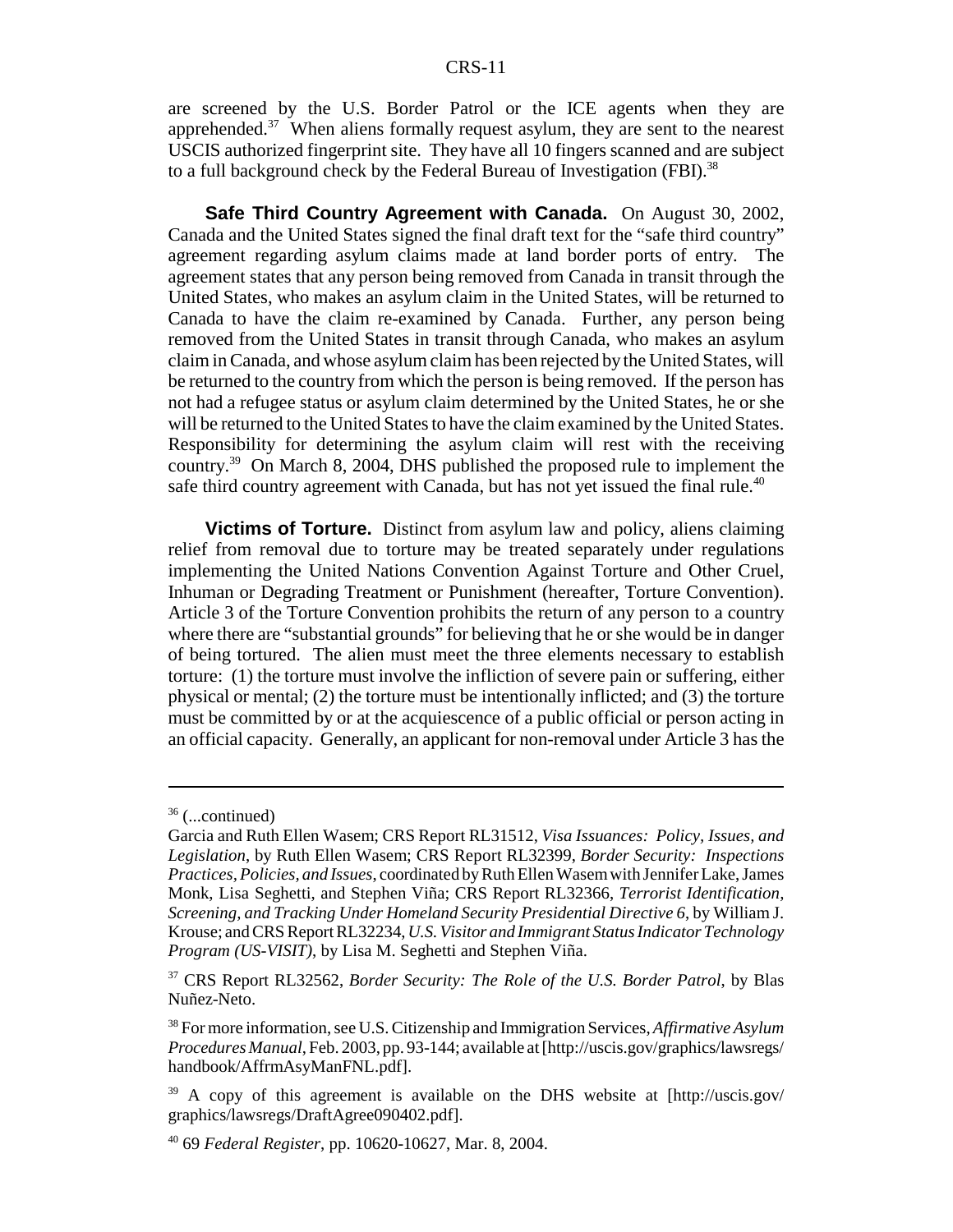are screened by the U.S. Border Patrol or the ICE agents when they are apprehended.[37] When aliens formally request asylum, they are sent to the nearest USCIS authorized fingerprint site. They have all 10 fingers scanned and are subject to a full background check by the Federal Bureau of Investigation (FBI).[38]

**Safe Third Country Agreement with Canada.** On August 30, 2002, Canada and the United States signed the final draft text for the "safe third country" agreement regarding asylum claims made at land border ports of entry. The agreement states that any person being removed from Canada in transit through the United States, who makes an asylum claim in the United States, will be returned to Canada to have the claim re-examined by Canada. Further, any person being removed from the United States in transit through Canada, who makes an asylum claim in Canada, and whose asylum claim has been rejected by the United States, will be returned to the country from which the person is being removed. If the person has not had a refugee status or asylum claim determined by the United States, he or she will be returned to the United States to have the claim examined by the United States. Responsibility for determining the asylum claim will rest with the receiving country.[39] On March 8, 2004, DHS published the proposed rule to implement the safe third country agreement with Canada, but has not yet issued the final rule.[40]

**Victims of Torture.** Distinct from asylum law and policy, aliens claiming relief from removal due to torture may be treated separately under regulations implementing the United Nations Convention Against Torture and Other Cruel, Inhuman or Degrading Treatment or Punishment (hereafter, Torture Convention). Article 3 of the Torture Convention prohibits the return of any person to a country where there are "substantial grounds" for believing that he or she would be in danger of being tortured. The alien must meet the three elements necessary to establish torture: (1) the torture must involve the infliction of severe pain or suffering, either physical or mental; (2) the torture must be intentionally inflicted; and (3) the torture must be committed by or at the acquiescence of a public official or person acting in an official capacity. Generally, an applicant for non-removal under Article 3 has the

---

[36] (...continued)

Garcia and Ruth Ellen Wasem; CRS Report RL31512, *Visa Issuances: Policy, Issues, and Legislation*, by Ruth Ellen Wasem; CRS Report RL32399, *Border Security: Inspections Practices, Policies, and Issues*, coordinated by Ruth Ellen Wasem with Jennifer Lake, James Monk, Lisa Seghetti, and Stephen Viña; CRS Report RL32366, *Terrorist Identification, Screening, and Tracking Under Homeland Security Presidential Directive 6*, by William J. Krouse; and CRS Report RL32234, *U.S. Visitor and Immigrant Status Indicator Technology Program (US-VISIT)*, by Lisa M. Seghetti and Stephen Viña.

[37] CRS Report RL32562, *Border Security: The Role of the U.S. Border Patrol*, by Blas Nuñez-Neto.

[38] For more information, see U.S. Citizenship and Immigration Services, *Affirmative Asylum Procedures Manual*, Feb. 2003, pp. 93-144; available at [http://uscis.gov/graphics/lawsregs/handbook/AffrmAsyManFNL.pdf].

[39] A copy of this agreement is available on the DHS website at [http://uscis.gov/graphics/lawsregs/DraftAgree090402.pdf].

[40] 69 *Federal Register*, pp. 10620-10627, Mar. 8, 2004.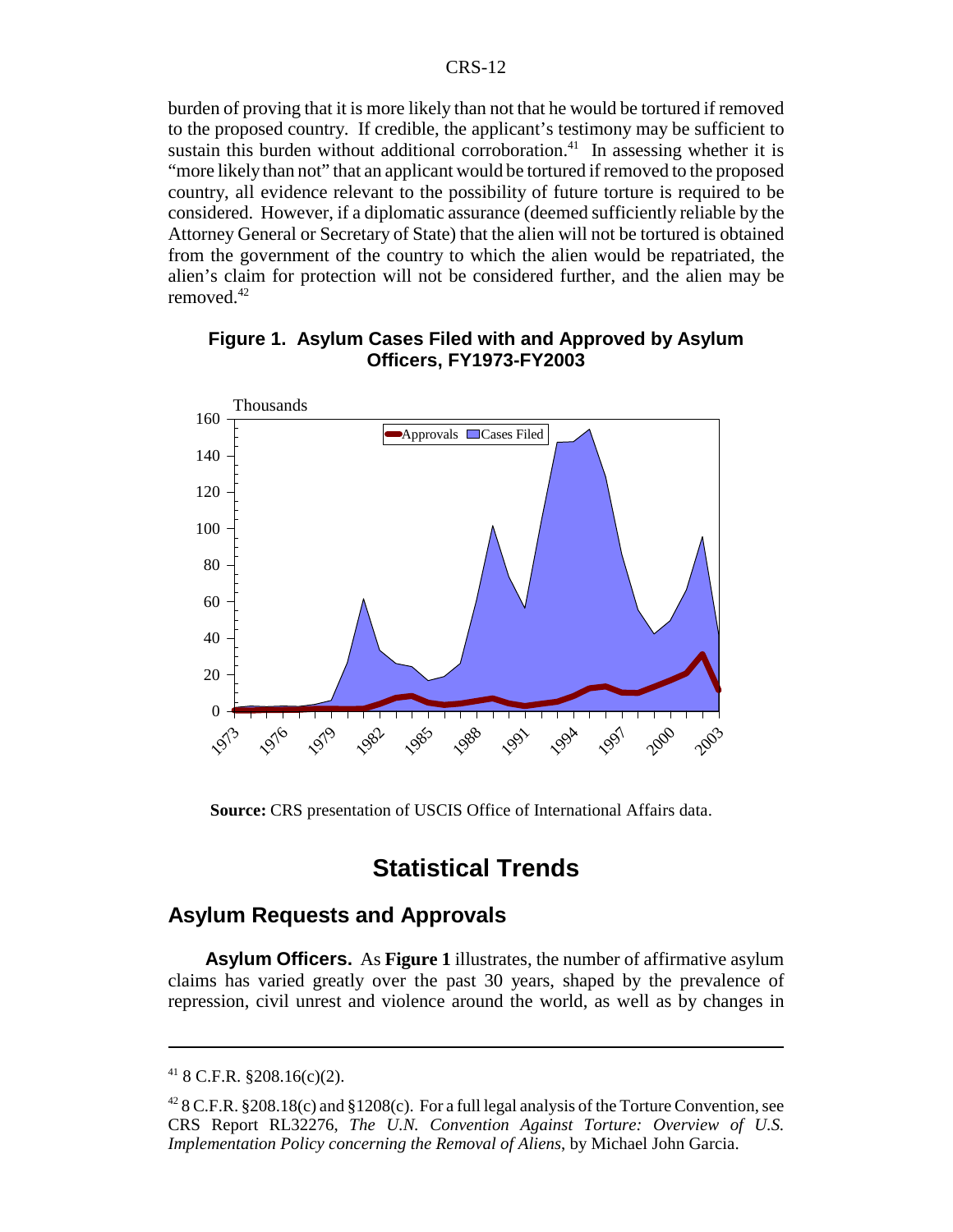burden of proving that it is more likely than not that he would be tortured if removed to the proposed country. If credible, the applicant's testimony may be sufficient to sustain this burden without additional corroboration.[41] In assessing whether it is "more likely than not" that an applicant would be tortured if removed to the proposed country, all evidence relevant to the possibility of future torture is required to be considered. However, if a diplomatic assurance (deemed sufficiently reliable by the Attorney General or Secretary of State) that the alien will not be tortured is obtained from the government of the country to which the alien would be repatriated, the alien's claim for protection will not be considered further, and the alien may be removed.[42]

**Figure 1. Asylum Cases Filed with and Approved by Asylum Officers, FY1973-FY2003**

**Source:** CRS presentation of USCIS Office of International Affairs data.

# Statistical Trends

## Asylum Requests and Approvals

**Asylum Officers.** As **Figure 1** illustrates, the number of affirmative asylum claims has varied greatly over the past 30 years, shaped by the prevalence of repression, civil unrest and violence around the world, as well as by changes in

---

[41] 8 C.F.R. §208.16(c)(2).

[42] 8 C.F.R. §208.18(c) and §1208(c). For a full legal analysis of the Torture Convention, see CRS Report RL32276, *The U.N. Convention Against Torture: Overview of U.S. Implementation Policy concerning the Removal of Aliens*, by Michael John Garcia.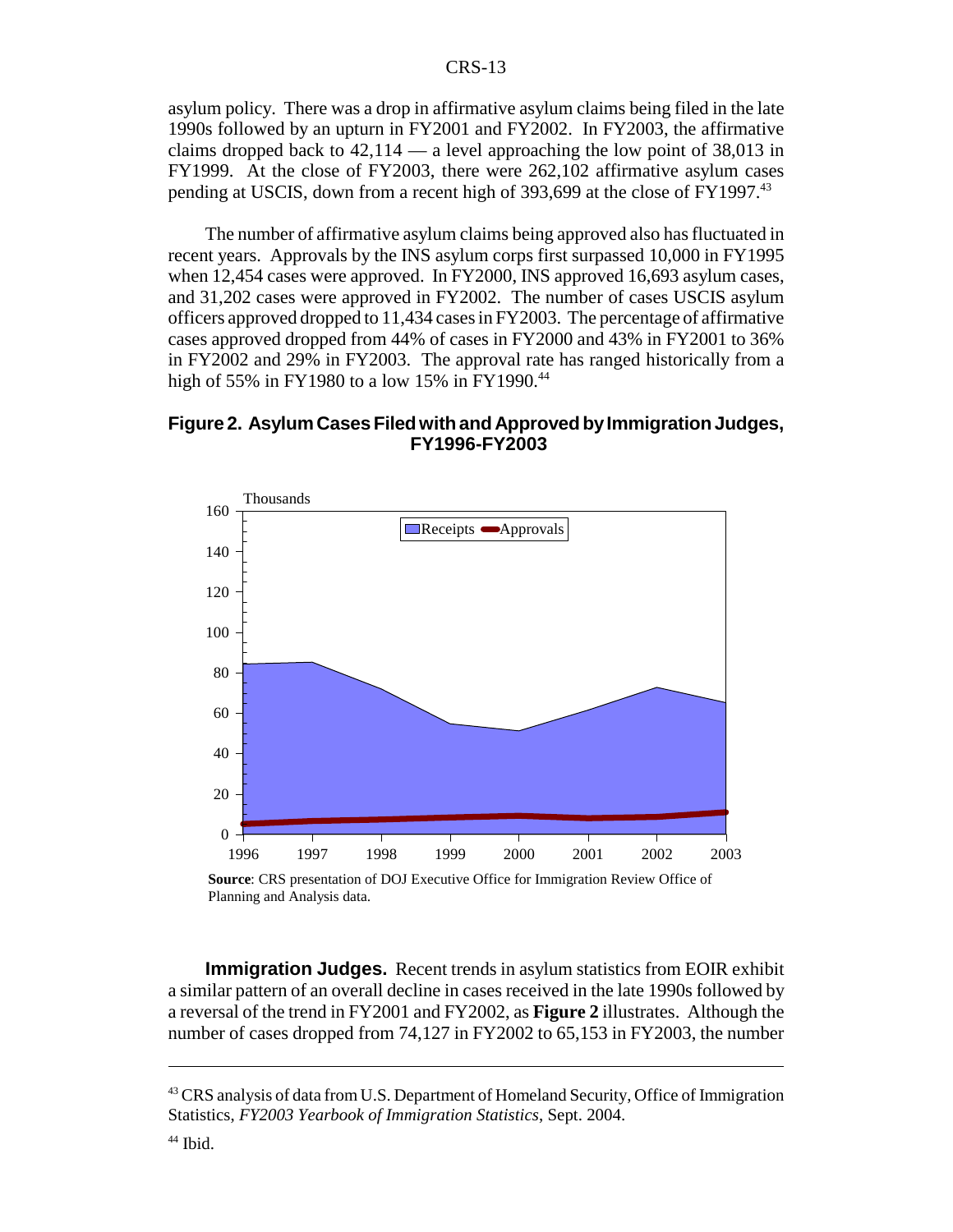asylum policy. There was a drop in affirmative asylum claims being filed in the late 1990s followed by an upturn in FY2001 and FY2002. In FY2003, the affirmative claims dropped back to 42,114 — a level approaching the low point of 38,013 in FY1999. At the close of FY2003, there were 262,102 affirmative asylum cases pending at USCIS, down from a recent high of 393,699 at the close of FY1997.[43]

The number of affirmative asylum claims being approved also has fluctuated in recent years. Approvals by the INS asylum corps first surpassed 10,000 in FY1995 when 12,454 cases were approved. In FY2000, INS approved 16,693 asylum cases, and 31,202 cases were approved in FY2002. The number of cases USCIS asylum officers approved dropped to 11,434 cases in FY2003. The percentage of affirmative cases approved dropped from 44% of cases in FY2000 and 43% in FY2001 to 36% in FY2002 and 29% in FY2003. The approval rate has ranged historically from a high of 55% in FY1980 to a low 15% in FY1990.[44]

**Figure 2. Asylum Cases Filed with and Approved by Immigration Judges, FY1996-FY2003**

**Source**: CRS presentation of DOJ Executive Office for Immigration Review Office of Planning and Analysis data.

**Immigration Judges.** Recent trends in asylum statistics from EOIR exhibit a similar pattern of an overall decline in cases received in the late 1990s followed by a reversal of the trend in FY2001 and FY2002, as **Figure 2** illustrates. Although the number of cases dropped from 74,127 in FY2002 to 65,153 in FY2003, the number

[43] CRS analysis of data from U.S. Department of Homeland Security, Office of Immigration Statistics, *FY2003 Yearbook of Immigration Statistics*, Sept. 2004.

[44] Ibid.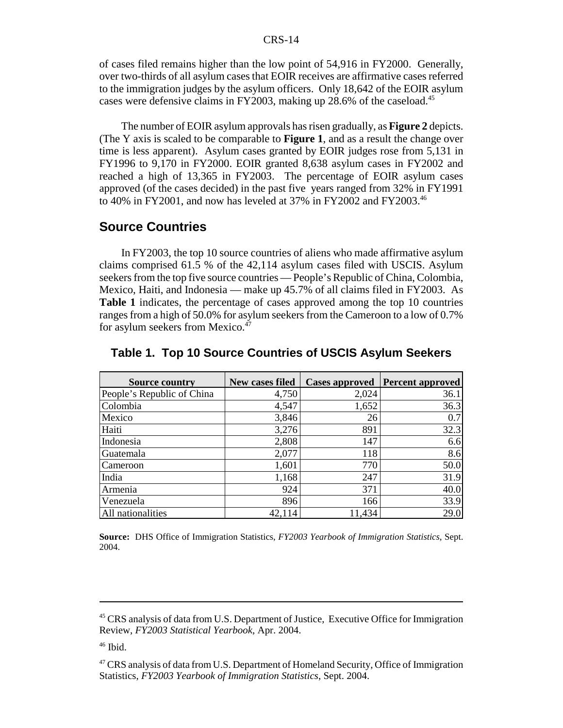of cases filed remains higher than the low point of 54,916 in FY2000. Generally, over two-thirds of all asylum cases that EOIR receives are affirmative cases referred to the immigration judges by the asylum officers. Only 18,642 of the EOIR asylum cases were defensive claims in FY2003, making up 28.6% of the caseload.[45]

The number of EOIR asylum approvals has risen gradually, as **Figure 2** depicts. (The Y axis is scaled to be comparable to **Figure 1**, and as a result the change over time is less apparent). Asylum cases granted by EOIR judges rose from 5,131 in FY1996 to 9,170 in FY2000. EOIR granted 8,638 asylum cases in FY2002 and reached a high of 13,365 in FY2003. The percentage of EOIR asylum cases approved (of the cases decided) in the past five years ranged from 32% in FY1991 to 40% in FY2001, and now has leveled at 37% in FY2002 and FY2003.[46]

## Source Countries

In FY2003, the top 10 source countries of aliens who made affirmative asylum claims comprised 61.5 % of the 42,114 asylum cases filed with USCIS. Asylum seekers from the top five source countries — People's Republic of China, Colombia, Mexico, Haiti, and Indonesia — make up 45.7% of all claims filed in FY2003. As **Table 1** indicates, the percentage of cases approved among the top 10 countries ranges from a high of 50.0% for asylum seekers from the Cameroon to a low of 0.7% for asylum seekers from Mexico.[47]

### Table 1. Top 10 Source Countries of USCIS Asylum Seekers

| Source country | New cases filed | Cases approved | Percent approved |
|---|---|---|---|
| People's Republic of China | 4,750 | 2,024 | 36.1 |
| Colombia | 4,547 | 1,652 | 36.3 |
| Mexico | 3,846 | 26 | 0.7 |
| Haiti | 3,276 | 891 | 32.3 |
| Indonesia | 2,808 | 147 | 6.6 |
| Guatemala | 2,077 | 118 | 8.6 |
| Cameroon | 1,601 | 770 | 50.0 |
| India | 1,168 | 247 | 31.9 |
| Armenia | 924 | 371 | 40.0 |
| Venezuela | 896 | 166 | 33.9 |
| All nationalities | 42,114 | 11,434 | 29.0 |

**Source:** DHS Office of Immigration Statistics, *FY2003 Yearbook of Immigration Statistics*, Sept. 2004.

---

[45] CRS analysis of data from U.S. Department of Justice, Executive Office for Immigration Review, *FY2003 Statistical Yearbook*, Apr. 2004.

[46] Ibid.

[47] CRS analysis of data from U.S. Department of Homeland Security, Office of Immigration Statistics, *FY2003 Yearbook of Immigration Statistics*, Sept. 2004.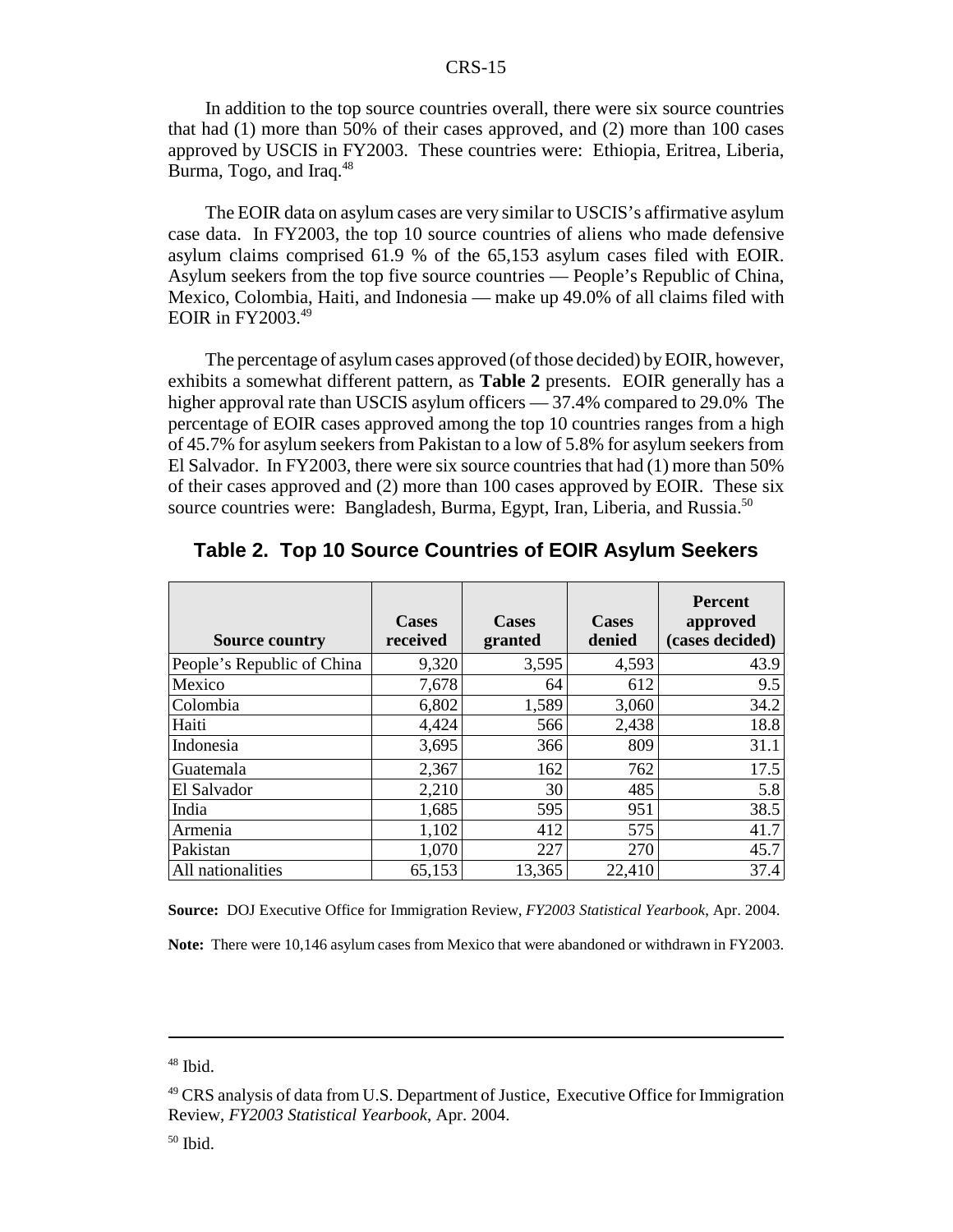In addition to the top source countries overall, there were six source countries that had (1) more than 50% of their cases approved, and (2) more than 100 cases approved by USCIS in FY2003. These countries were: Ethiopia, Eritrea, Liberia, Burma, Togo, and Iraq.[48]

The EOIR data on asylum cases are very similar to USCIS's affirmative asylum case data. In FY2003, the top 10 source countries of aliens who made defensive asylum claims comprised 61.9 % of the 65,153 asylum cases filed with EOIR. Asylum seekers from the top five source countries — People's Republic of China, Mexico, Colombia, Haiti, and Indonesia — make up 49.0% of all claims filed with EOIR in FY2003.[49]

The percentage of asylum cases approved (of those decided) by EOIR, however, exhibits a somewhat different pattern, as **Table 2** presents. EOIR generally has a higher approval rate than USCIS asylum officers — 37.4% compared to 29.0% The percentage of EOIR cases approved among the top 10 countries ranges from a high of 45.7% for asylum seekers from Pakistan to a low of 5.8% for asylum seekers from El Salvador. In FY2003, there were six source countries that had (1) more than 50% of their cases approved and (2) more than 100 cases approved by EOIR. These six source countries were: Bangladesh, Burma, Egypt, Iran, Liberia, and Russia.[50]

## Table 2. Top 10 Source Countries of EOIR Asylum Seekers

| Source country | Cases received | Cases granted | Cases denied | Percent approved (cases decided) |
|---|---|---|---|---|
| People's Republic of China | 9,320 | 3,595 | 4,593 | 43.9 |
| Mexico | 7,678 | 64 | 612 | 9.5 |
| Colombia | 6,802 | 1,589 | 3,060 | 34.2 |
| Haiti | 4,424 | 566 | 2,438 | 18.8 |
| Indonesia | 3,695 | 366 | 809 | 31.1 |
| Guatemala | 2,367 | 162 | 762 | 17.5 |
| El Salvador | 2,210 | 30 | 485 | 5.8 |
| India | 1,685 | 595 | 951 | 38.5 |
| Armenia | 1,102 | 412 | 575 | 41.7 |
| Pakistan | 1,070 | 227 | 270 | 45.7 |
| All nationalities | 65,153 | 13,365 | 22,410 | 37.4 |

**Source:** DOJ Executive Office for Immigration Review, *FY2003 Statistical Yearbook*, Apr. 2004.

**Note:** There were 10,146 asylum cases from Mexico that were abandoned or withdrawn in FY2003.

---

[48] Ibid.

[49] CRS analysis of data from U.S. Department of Justice, Executive Office for Immigration Review, *FY2003 Statistical Yearbook*, Apr. 2004.

[50] Ibid.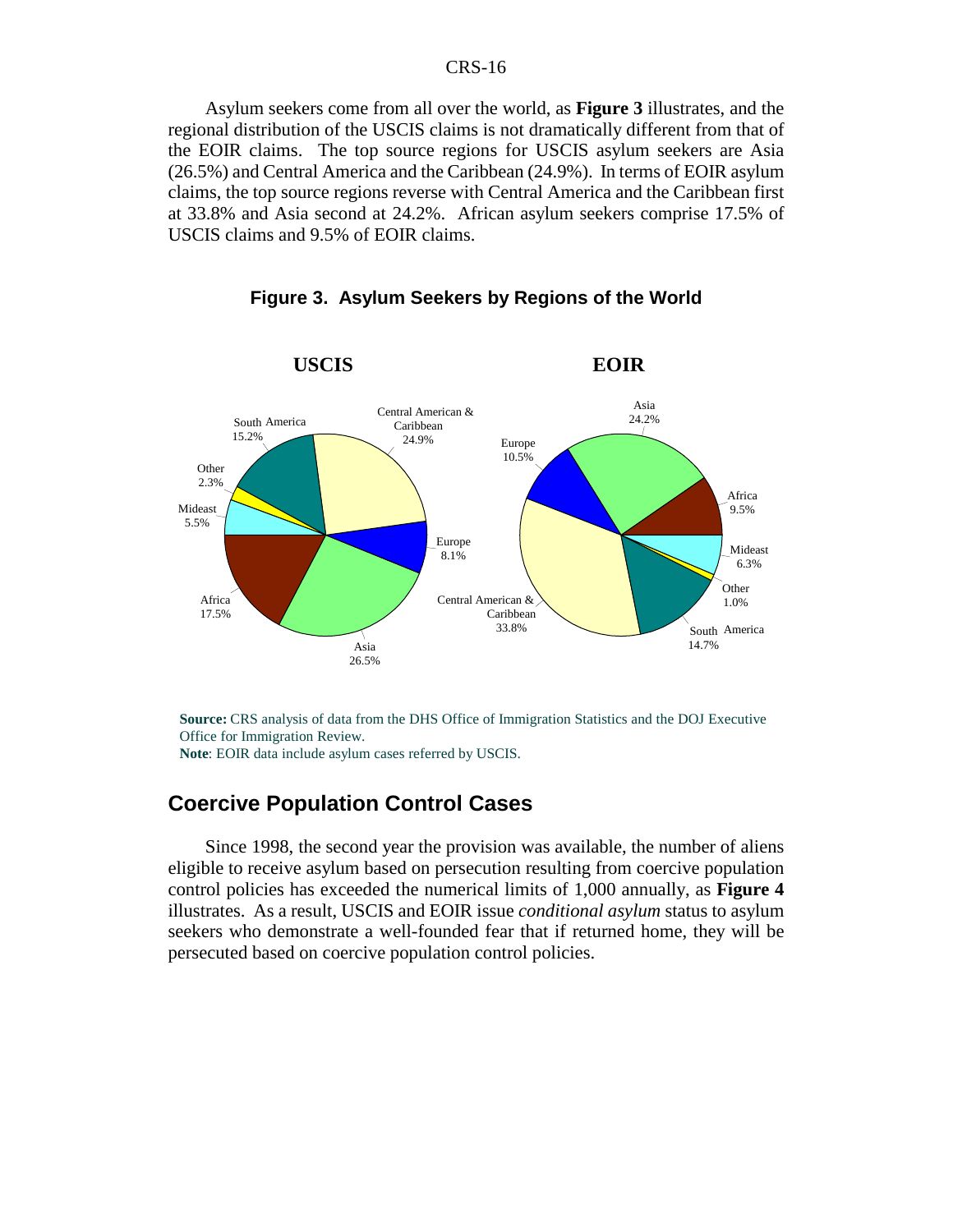Asylum seekers come from all over the world, as **Figure 3** illustrates, and the regional distribution of the USCIS claims is not dramatically different from that of the EOIR claims. The top source regions for USCIS asylum seekers are Asia (26.5%) and Central America and the Caribbean (24.9%). In terms of EOIR asylum claims, the top source regions reverse with Central America and the Caribbean first at 33.8% and Asia second at 24.2%. African asylum seekers comprise 17.5% of USCIS claims and 9.5% of EOIR claims.

**Figure 3. Asylum Seekers by Regions of the World**

**USCIS**

| Region | Share |
|---|---|
| Central American & Caribbean | 24.9% |
| Europe | 8.1% |
| Asia | 26.5% |
| Africa | 17.5% |
| Mideast | 5.5% |
| Other | 2.3% |
| South America | 15.2% |

**EOIR**

| Region | Share |
|---|---|
| Asia | 24.2% |
| Africa | 9.5% |
| Mideast | 6.3% |
| Other | 1.0% |
| South America | 14.7% |
| Central American & Caribbean | 33.8% |
| Europe | 10.5% |

**Source:** CRS analysis of data from the DHS Office of Immigration Statistics and the DOJ Executive Office for Immigration Review.
**Note**: EOIR data include asylum cases referred by USCIS.

## Coercive Population Control Cases

Since 1998, the second year the provision was available, the number of aliens eligible to receive asylum based on persecution resulting from coercive population control policies has exceeded the numerical limits of 1,000 annually, as **Figure 4** illustrates. As a result, USCIS and EOIR issue *conditional asylum* status to asylum seekers who demonstrate a well-founded fear that if returned home, they will be persecuted based on coercive population control policies.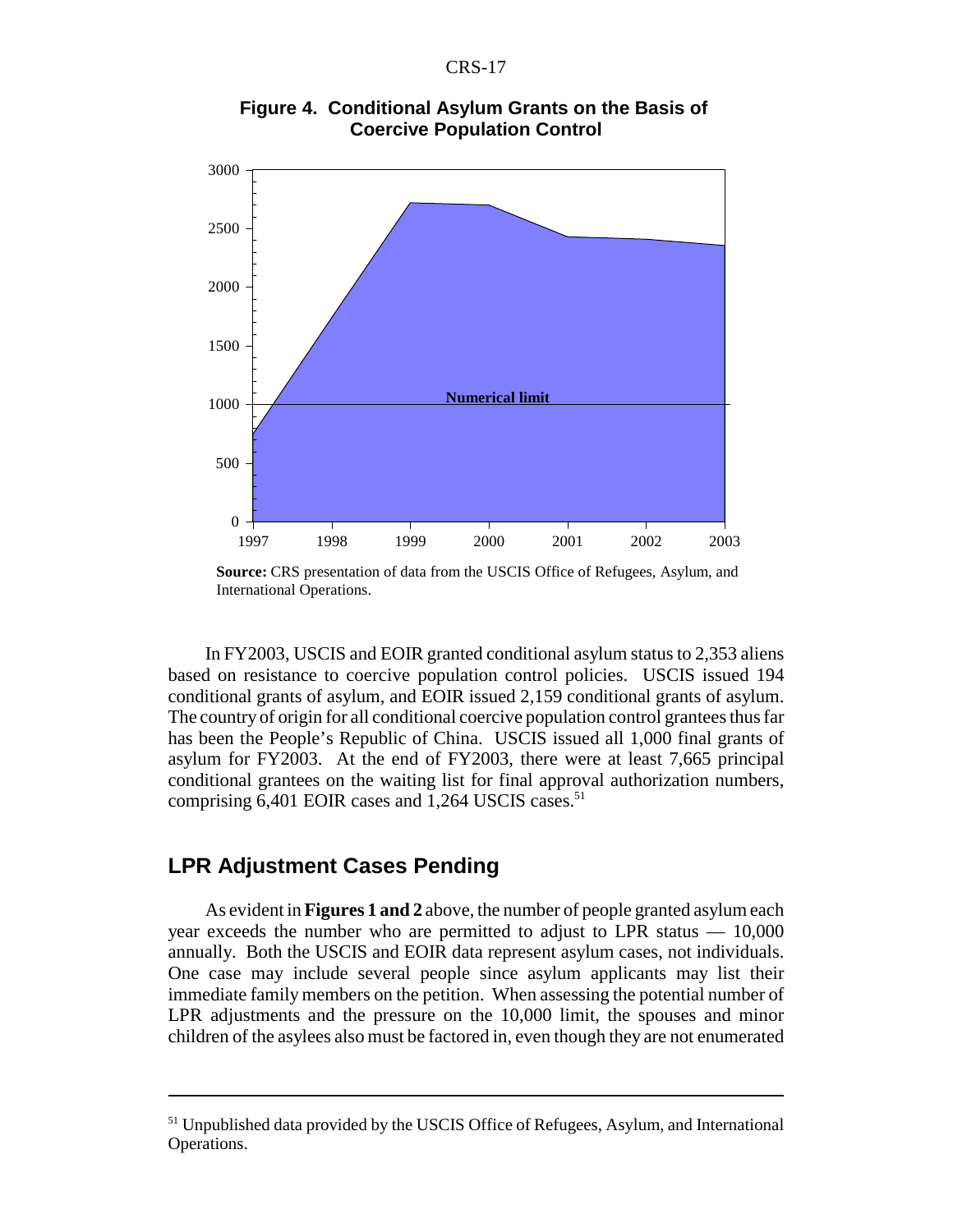**Figure 4. Conditional Asylum Grants on the Basis of Coercive Population Control**

**Source:** CRS presentation of data from the USCIS Office of Refugees, Asylum, and International Operations.

In FY2003, USCIS and EOIR granted conditional asylum status to 2,353 aliens based on resistance to coercive population control policies. USCIS issued 194 conditional grants of asylum, and EOIR issued 2,159 conditional grants of asylum. The country of origin for all conditional coercive population control grantees thus far has been the People's Republic of China. USCIS issued all 1,000 final grants of asylum for FY2003. At the end of FY2003, there were at least 7,665 principal conditional grantees on the waiting list for final approval authorization numbers, comprising 6,401 EOIR cases and 1,264 USCIS cases.[51]

## LPR Adjustment Cases Pending

As evident in **Figures 1 and 2** above, the number of people granted asylum each year exceeds the number who are permitted to adjust to LPR status — 10,000 annually. Both the USCIS and EOIR data represent asylum cases, not individuals. One case may include several people since asylum applicants may list their immediate family members on the petition. When assessing the potential number of LPR adjustments and the pressure on the 10,000 limit, the spouses and minor children of the asylees also must be factored in, even though they are not enumerated

---

[51] Unpublished data provided by the USCIS Office of Refugees, Asylum, and International Operations.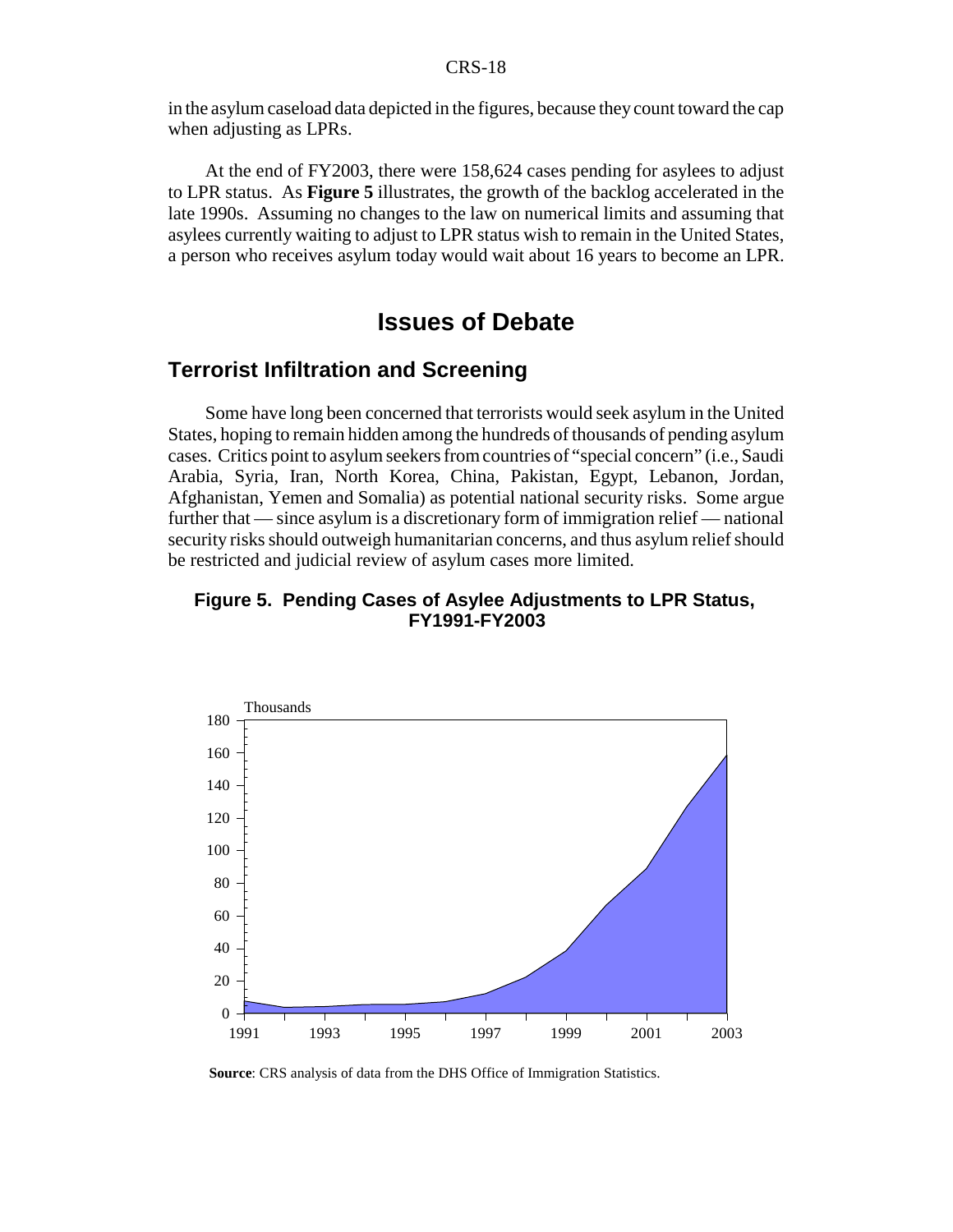in the asylum caseload data depicted in the figures, because they count toward the cap when adjusting as LPRs.

At the end of FY2003, there were 158,624 cases pending for asylees to adjust to LPR status. As **Figure 5** illustrates, the growth of the backlog accelerated in the late 1990s. Assuming no changes to the law on numerical limits and assuming that asylees currently waiting to adjust to LPR status wish to remain in the United States, a person who receives asylum today would wait about 16 years to become an LPR.

# Issues of Debate

## Terrorist Infiltration and Screening

Some have long been concerned that terrorists would seek asylum in the United States, hoping to remain hidden among the hundreds of thousands of pending asylum cases. Critics point to asylum seekers from countries of "special concern" (i.e., Saudi Arabia, Syria, Iran, North Korea, China, Pakistan, Egypt, Lebanon, Jordan, Afghanistan, Yemen and Somalia) as potential national security risks. Some argue further that — since asylum is a discretionary form of immigration relief — national security risks should outweigh humanitarian concerns, and thus asylum relief should be restricted and judicial review of asylum cases more limited.

**Figure 5. Pending Cases of Asylee Adjustments to LPR Status, FY1991-FY2003**

**Source**: CRS analysis of data from the DHS Office of Immigration Statistics.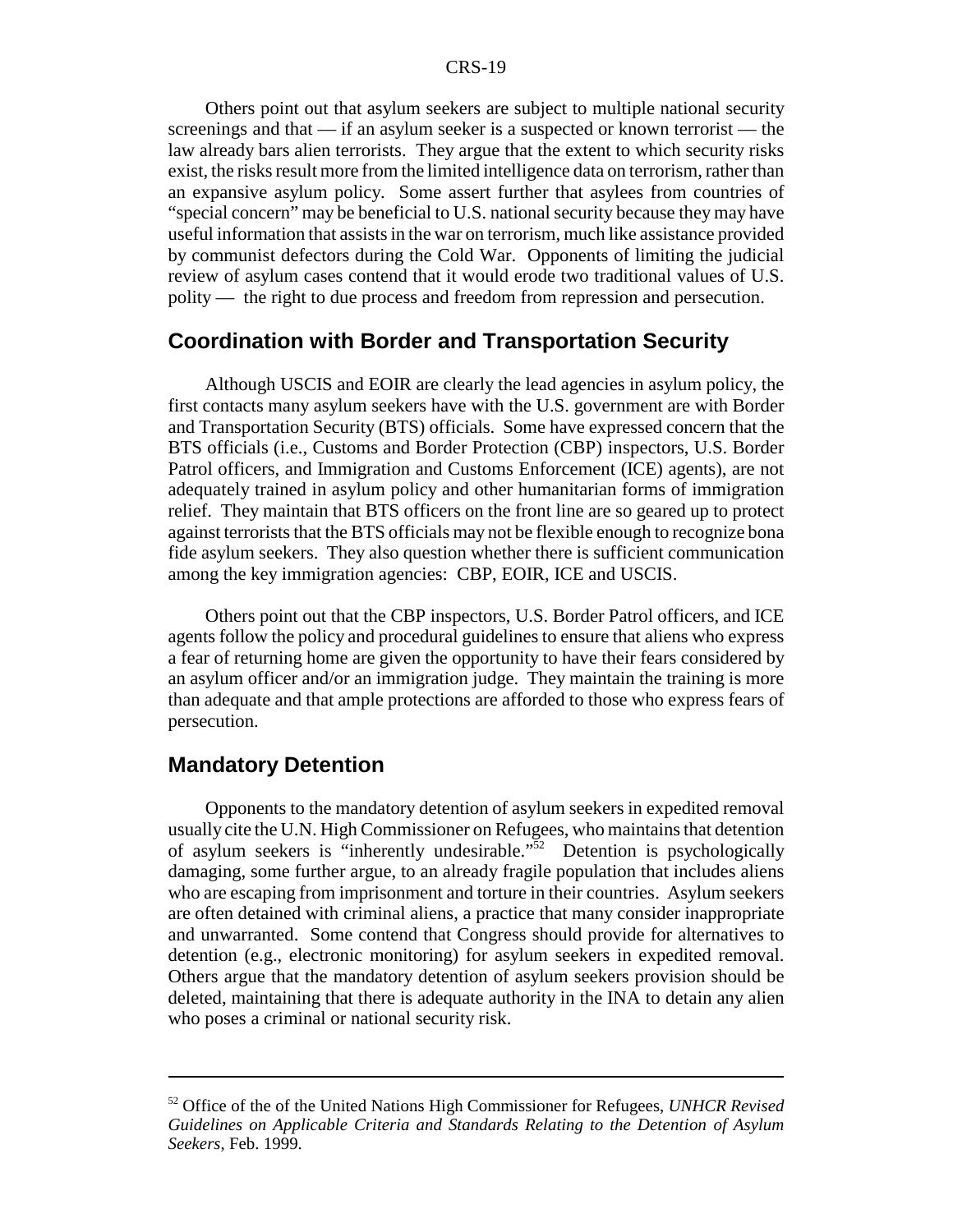Others point out that asylum seekers are subject to multiple national security screenings and that — if an asylum seeker is a suspected or known terrorist — the law already bars alien terrorists. They argue that the extent to which security risks exist, the risks result more from the limited intelligence data on terrorism, rather than an expansive asylum policy. Some assert further that asylees from countries of "special concern" may be beneficial to U.S. national security because they may have useful information that assists in the war on terrorism, much like assistance provided by communist defectors during the Cold War. Opponents of limiting the judicial review of asylum cases contend that it would erode two traditional values of U.S. polity — the right to due process and freedom from repression and persecution.

## Coordination with Border and Transportation Security

Although USCIS and EOIR are clearly the lead agencies in asylum policy, the first contacts many asylum seekers have with the U.S. government are with Border and Transportation Security (BTS) officials. Some have expressed concern that the BTS officials (i.e., Customs and Border Protection (CBP) inspectors, U.S. Border Patrol officers, and Immigration and Customs Enforcement (ICE) agents), are not adequately trained in asylum policy and other humanitarian forms of immigration relief. They maintain that BTS officers on the front line are so geared up to protect against terrorists that the BTS officials may not be flexible enough to recognize bona fide asylum seekers. They also question whether there is sufficient communication among the key immigration agencies: CBP, EOIR, ICE and USCIS.

Others point out that the CBP inspectors, U.S. Border Patrol officers, and ICE agents follow the policy and procedural guidelines to ensure that aliens who express a fear of returning home are given the opportunity to have their fears considered by an asylum officer and/or an immigration judge. They maintain the training is more than adequate and that ample protections are afforded to those who express fears of persecution.

## Mandatory Detention

Opponents to the mandatory detention of asylum seekers in expedited removal usually cite the U.N. High Commissioner on Refugees, who maintains that detention of asylum seekers is "inherently undesirable."[52] Detention is psychologically damaging, some further argue, to an already fragile population that includes aliens who are escaping from imprisonment and torture in their countries. Asylum seekers are often detained with criminal aliens, a practice that many consider inappropriate and unwarranted. Some contend that Congress should provide for alternatives to detention (e.g., electronic monitoring) for asylum seekers in expedited removal. Others argue that the mandatory detention of asylum seekers provision should be deleted, maintaining that there is adequate authority in the INA to detain any alien who poses a criminal or national security risk.

---

[52] Office of the of the United Nations High Commissioner for Refugees, *UNHCR Revised Guidelines on Applicable Criteria and Standards Relating to the Detention of Asylum Seekers*, Feb. 1999.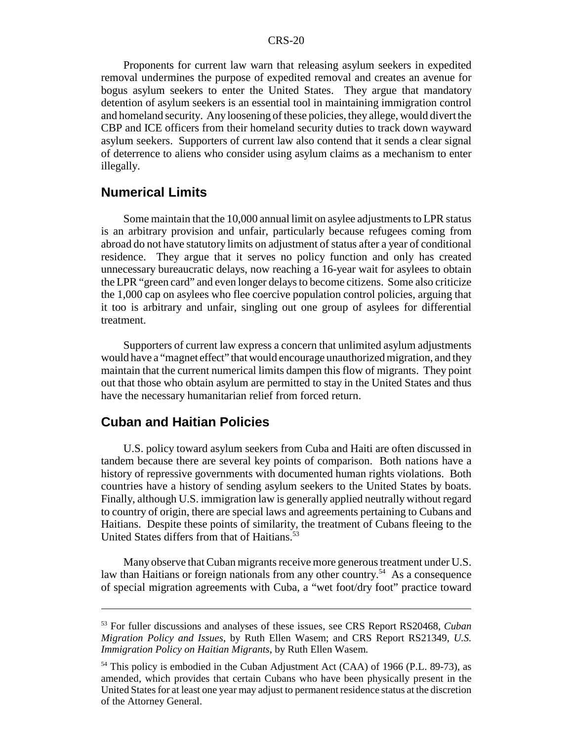Proponents for current law warn that releasing asylum seekers in expedited removal undermines the purpose of expedited removal and creates an avenue for bogus asylum seekers to enter the United States. They argue that mandatory detention of asylum seekers is an essential tool in maintaining immigration control and homeland security. Any loosening of these policies, they allege, would divert the CBP and ICE officers from their homeland security duties to track down wayward asylum seekers. Supporters of current law also contend that it sends a clear signal of deterrence to aliens who consider using asylum claims as a mechanism to enter illegally.

## Numerical Limits

Some maintain that the 10,000 annual limit on asylee adjustments to LPR status is an arbitrary provision and unfair, particularly because refugees coming from abroad do not have statutory limits on adjustment of status after a year of conditional residence. They argue that it serves no policy function and only has created unnecessary bureaucratic delays, now reaching a 16-year wait for asylees to obtain the LPR "green card" and even longer delays to become citizens. Some also criticize the 1,000 cap on asylees who flee coercive population control policies, arguing that it too is arbitrary and unfair, singling out one group of asylees for differential treatment.

Supporters of current law express a concern that unlimited asylum adjustments would have a "magnet effect" that would encourage unauthorized migration, and they maintain that the current numerical limits dampen this flow of migrants. They point out that those who obtain asylum are permitted to stay in the United States and thus have the necessary humanitarian relief from forced return.

## Cuban and Haitian Policies

U.S. policy toward asylum seekers from Cuba and Haiti are often discussed in tandem because there are several key points of comparison. Both nations have a history of repressive governments with documented human rights violations. Both countries have a history of sending asylum seekers to the United States by boats. Finally, although U.S. immigration law is generally applied neutrally without regard to country of origin, there are special laws and agreements pertaining to Cubans and Haitians. Despite these points of similarity, the treatment of Cubans fleeing to the United States differs from that of Haitians.[53]

Many observe that Cuban migrants receive more generous treatment under U.S. law than Haitians or foreign nationals from any other country.[54] As a consequence of special migration agreements with Cuba, a "wet foot/dry foot" practice toward

---

[53] For fuller discussions and analyses of these issues, see CRS Report RS20468, *Cuban Migration Policy and Issues*, by Ruth Ellen Wasem; and CRS Report RS21349, *U.S. Immigration Policy on Haitian Migrants*, by Ruth Ellen Wasem.

[54] This policy is embodied in the Cuban Adjustment Act (CAA) of 1966 (P.L. 89-73), as amended, which provides that certain Cubans who have been physically present in the United States for at least one year may adjust to permanent residence status at the discretion of the Attorney General.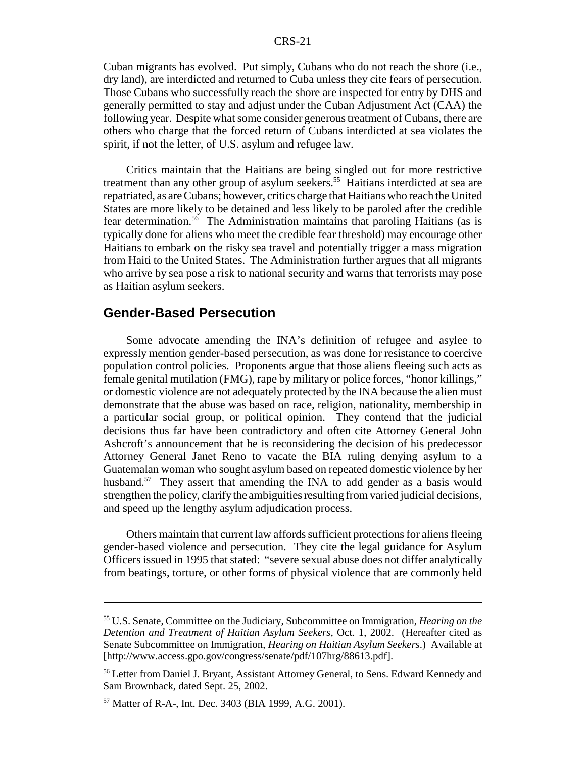Cuban migrants has evolved. Put simply, Cubans who do not reach the shore (i.e., dry land), are interdicted and returned to Cuba unless they cite fears of persecution. Those Cubans who successfully reach the shore are inspected for entry by DHS and generally permitted to stay and adjust under the Cuban Adjustment Act (CAA) the following year. Despite what some consider generous treatment of Cubans, there are others who charge that the forced return of Cubans interdicted at sea violates the spirit, if not the letter, of U.S. asylum and refugee law.

Critics maintain that the Haitians are being singled out for more restrictive treatment than any other group of asylum seekers.[55] Haitians interdicted at sea are repatriated, as are Cubans; however, critics charge that Haitians who reach the United States are more likely to be detained and less likely to be paroled after the credible fear determination.[56] The Administration maintains that paroling Haitians (as is typically done for aliens who meet the credible fear threshold) may encourage other Haitians to embark on the risky sea travel and potentially trigger a mass migration from Haiti to the United States. The Administration further argues that all migrants who arrive by sea pose a risk to national security and warns that terrorists may pose as Haitian asylum seekers.

## Gender-Based Persecution

Some advocate amending the INA's definition of refugee and asylee to expressly mention gender-based persecution, as was done for resistance to coercive population control policies. Proponents argue that those aliens fleeing such acts as female genital mutilation (FMG), rape by military or police forces, "honor killings," or domestic violence are not adequately protected by the INA because the alien must demonstrate that the abuse was based on race, religion, nationality, membership in a particular social group, or political opinion. They contend that the judicial decisions thus far have been contradictory and often cite Attorney General John Ashcroft's announcement that he is reconsidering the decision of his predecessor Attorney General Janet Reno to vacate the BIA ruling denying asylum to a Guatemalan woman who sought asylum based on repeated domestic violence by her husband.[57] They assert that amending the INA to add gender as a basis would strengthen the policy, clarify the ambiguities resulting from varied judicial decisions, and speed up the lengthy asylum adjudication process.

Others maintain that current law affords sufficient protections for aliens fleeing gender-based violence and persecution. They cite the legal guidance for Asylum Officers issued in 1995 that stated: "severe sexual abuse does not differ analytically from beatings, torture, or other forms of physical violence that are commonly held

---

[55] U.S. Senate, Committee on the Judiciary, Subcommittee on Immigration, *Hearing on the Detention and Treatment of Haitian Asylum Seekers*, Oct. 1, 2002. (Hereafter cited as Senate Subcommittee on Immigration, *Hearing on Haitian Asylum Seekers*.) Available at [http://www.access.gpo.gov/congress/senate/pdf/107hrg/88613.pdf].

[56] Letter from Daniel J. Bryant, Assistant Attorney General, to Sens. Edward Kennedy and Sam Brownback, dated Sept. 25, 2002.

[57] Matter of R-A-, Int. Dec. 3403 (BIA 1999, A.G. 2001).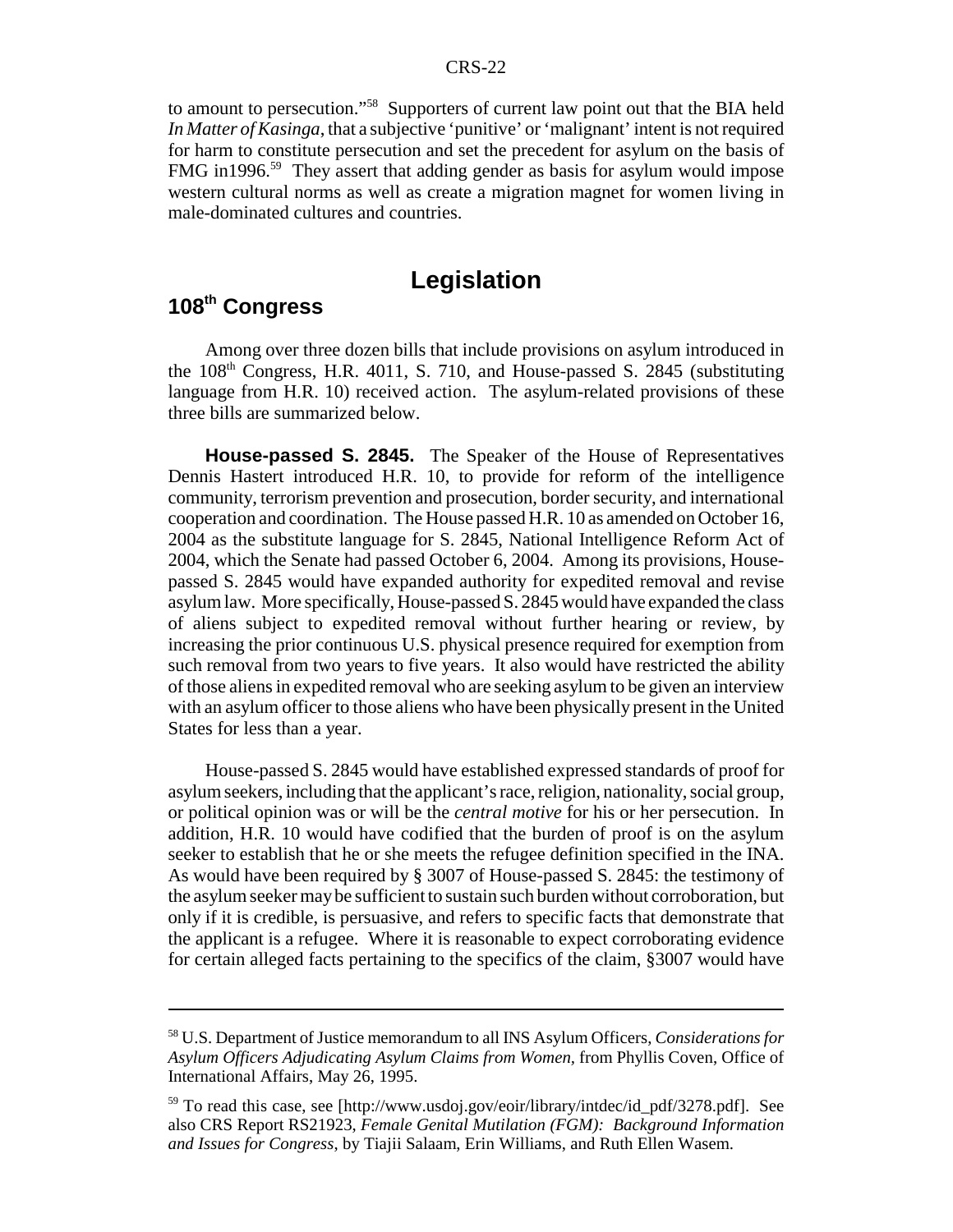to amount to persecution."[58] Supporters of current law point out that the BIA held *In Matter of Kasinga*, that a subjective 'punitive' or 'malignant' intent is not required for harm to constitute persecution and set the precedent for asylum on the basis of FMG in1996.[59] They assert that adding gender as basis for asylum would impose western cultural norms as well as create a migration magnet for women living in male-dominated cultures and countries.

# Legislation

## 108th Congress

Among over three dozen bills that include provisions on asylum introduced in the 108th Congress, H.R. 4011, S. 710, and House-passed S. 2845 (substituting language from H.R. 10) received action. The asylum-related provisions of these three bills are summarized below.

**House-passed S. 2845.** The Speaker of the House of Representatives Dennis Hastert introduced H.R. 10, to provide for reform of the intelligence community, terrorism prevention and prosecution, border security, and international cooperation and coordination. The House passed H.R. 10 as amended on October 16, 2004 as the substitute language for S. 2845, National Intelligence Reform Act of 2004, which the Senate had passed October 6, 2004. Among its provisions, House-passed S. 2845 would have expanded authority for expedited removal and revise asylum law. More specifically, House-passed S. 2845 would have expanded the class of aliens subject to expedited removal without further hearing or review, by increasing the prior continuous U.S. physical presence required for exemption from such removal from two years to five years. It also would have restricted the ability of those aliens in expedited removal who are seeking asylum to be given an interview with an asylum officer to those aliens who have been physically present in the United States for less than a year.

House-passed S. 2845 would have established expressed standards of proof for asylum seekers, including that the applicant's race, religion, nationality, social group, or political opinion was or will be the *central motive* for his or her persecution. In addition, H.R. 10 would have codified that the burden of proof is on the asylum seeker to establish that he or she meets the refugee definition specified in the INA. As would have been required by § 3007 of House-passed S. 2845: the testimony of the asylum seeker may be sufficient to sustain such burden without corroboration, but only if it is credible, is persuasive, and refers to specific facts that demonstrate that the applicant is a refugee. Where it is reasonable to expect corroborating evidence for certain alleged facts pertaining to the specifics of the claim, §3007 would have

---

[58] U.S. Department of Justice memorandum to all INS Asylum Officers, *Considerations for Asylum Officers Adjudicating Asylum Claims from Women*, from Phyllis Coven, Office of International Affairs, May 26, 1995.

[59] To read this case, see [http://www.usdoj.gov/eoir/library/intdec/id_pdf/3278.pdf]. See also CRS Report RS21923, *Female Genital Mutilation (FGM): Background Information and Issues for Congress*, by Tiajii Salaam, Erin Williams, and Ruth Ellen Wasem.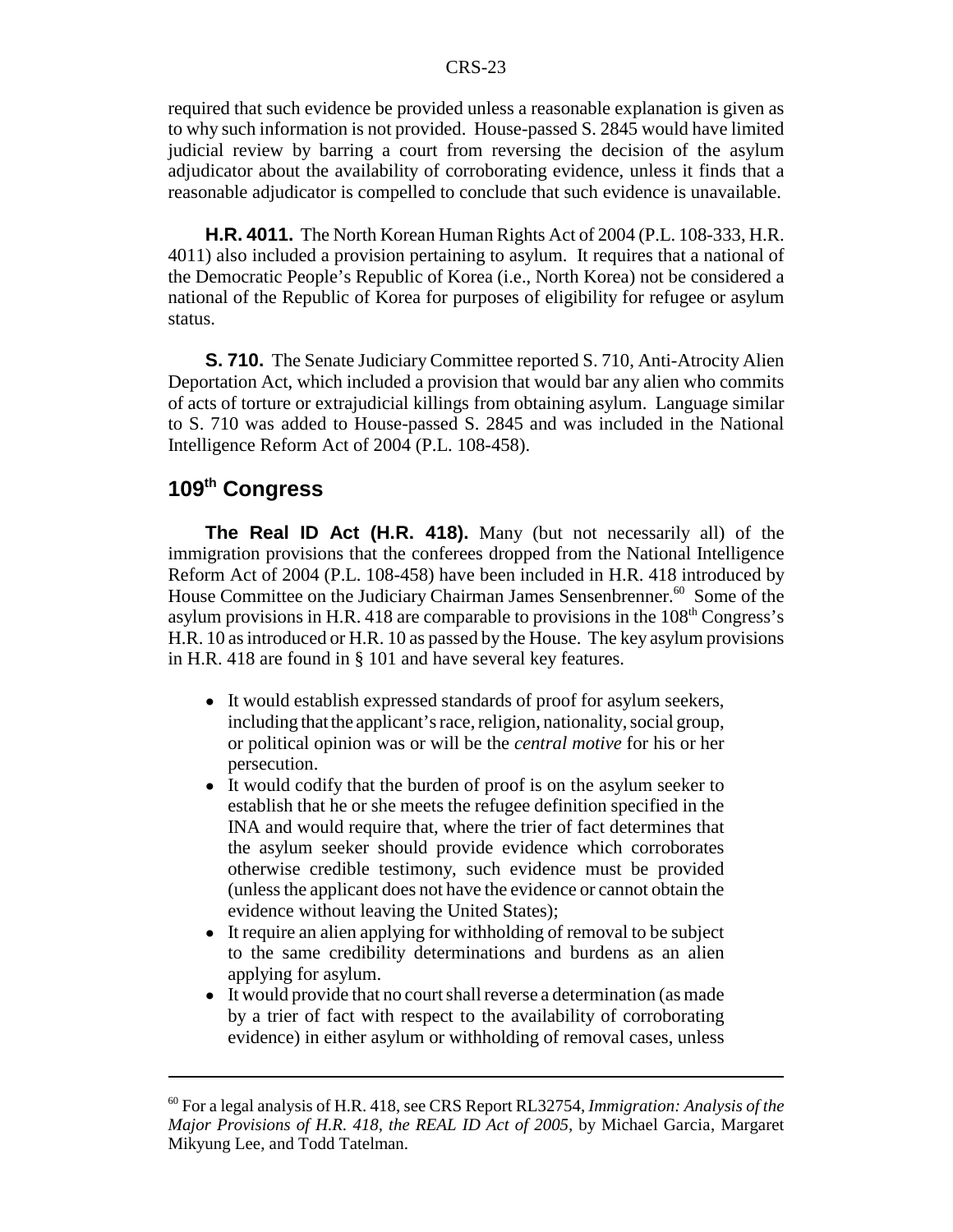required that such evidence be provided unless a reasonable explanation is given as to why such information is not provided. House-passed S. 2845 would have limited judicial review by barring a court from reversing the decision of the asylum adjudicator about the availability of corroborating evidence, unless it finds that a reasonable adjudicator is compelled to conclude that such evidence is unavailable.

**H.R. 4011.** The North Korean Human Rights Act of 2004 (P.L. 108-333, H.R. 4011) also included a provision pertaining to asylum. It requires that a national of the Democratic People's Republic of Korea (i.e., North Korea) not be considered a national of the Republic of Korea for purposes of eligibility for refugee or asylum status.

**S. 710.** The Senate Judiciary Committee reported S. 710, Anti-Atrocity Alien Deportation Act, which included a provision that would bar any alien who commits of acts of torture or extrajudicial killings from obtaining asylum. Language similar to S. 710 was added to House-passed S. 2845 and was included in the National Intelligence Reform Act of 2004 (P.L. 108-458).

## 109th Congress

**The Real ID Act (H.R. 418).** Many (but not necessarily all) of the immigration provisions that the conferees dropped from the National Intelligence Reform Act of 2004 (P.L. 108-458) have been included in H.R. 418 introduced by House Committee on the Judiciary Chairman James Sensenbrenner.[60] Some of the asylum provisions in H.R. 418 are comparable to provisions in the 108th Congress's H.R. 10 as introduced or H.R. 10 as passed by the House. The key asylum provisions in H.R. 418 are found in § 101 and have several key features.

- It would establish expressed standards of proof for asylum seekers, including that the applicant's race, religion, nationality, social group, or political opinion was or will be the *central motive* for his or her persecution.
- It would codify that the burden of proof is on the asylum seeker to establish that he or she meets the refugee definition specified in the INA and would require that, where the trier of fact determines that the asylum seeker should provide evidence which corroborates otherwise credible testimony, such evidence must be provided (unless the applicant does not have the evidence or cannot obtain the evidence without leaving the United States);
- It require an alien applying for withholding of removal to be subject to the same credibility determinations and burdens as an alien applying for asylum.
- It would provide that no court shall reverse a determination (as made by a trier of fact with respect to the availability of corroborating evidence) in either asylum or withholding of removal cases, unless

---

[60] For a legal analysis of H.R. 418, see CRS Report RL32754, *Immigration: Analysis of the Major Provisions of H.R. 418, the REAL ID Act of 2005,* by Michael Garcia, Margaret Mikyung Lee, and Todd Tatelman.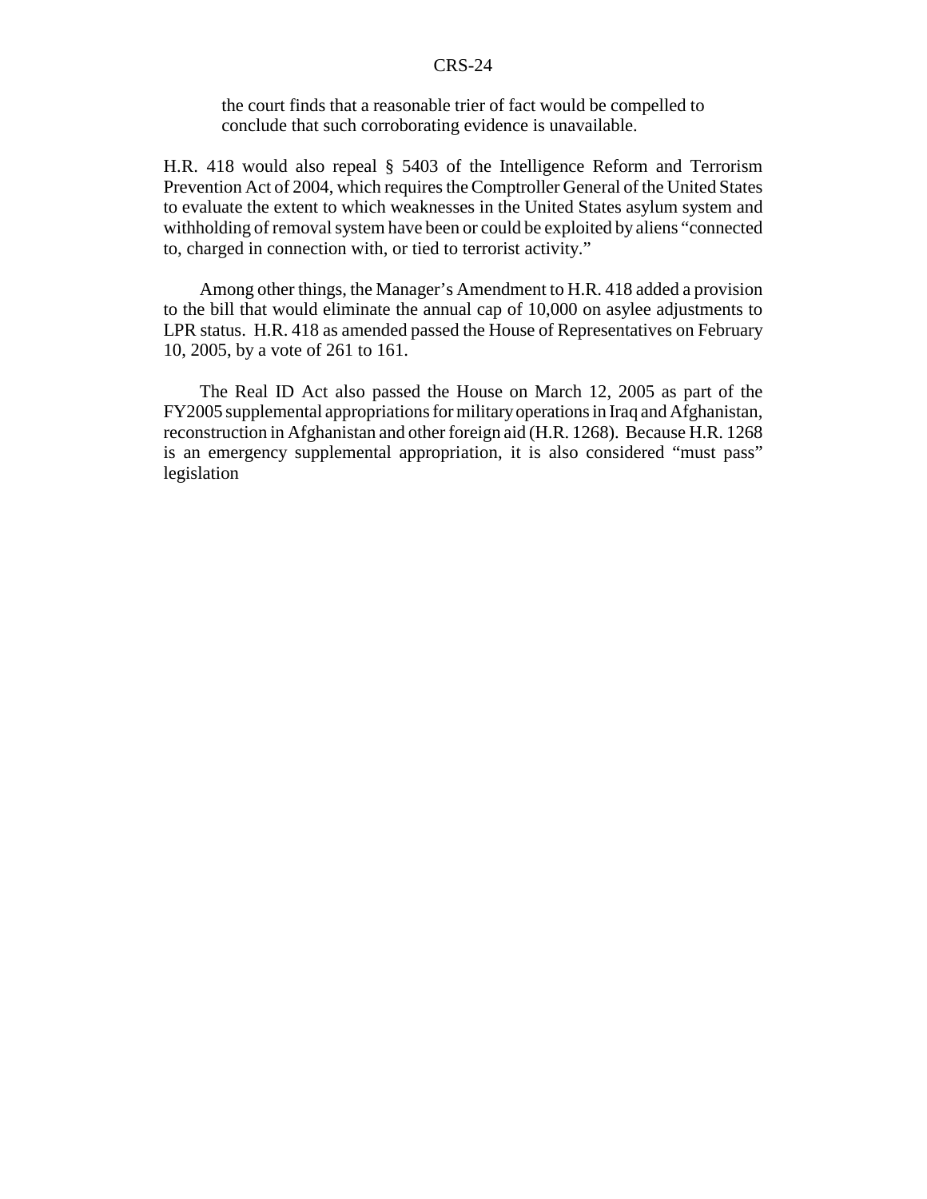> the court finds that a reasonable trier of fact would be compelled to conclude that such corroborating evidence is unavailable.

H.R. 418 would also repeal § 5403 of the Intelligence Reform and Terrorism Prevention Act of 2004, which requires the Comptroller General of the United States to evaluate the extent to which weaknesses in the United States asylum system and withholding of removal system have been or could be exploited by aliens "connected to, charged in connection with, or tied to terrorist activity."

Among other things, the Manager's Amendment to H.R. 418 added a provision to the bill that would eliminate the annual cap of 10,000 on asylee adjustments to LPR status. H.R. 418 as amended passed the House of Representatives on February 10, 2005, by a vote of 261 to 161.

The Real ID Act also passed the House on March 12, 2005 as part of the FY2005 supplemental appropriations for military operations in Iraq and Afghanistan, reconstruction in Afghanistan and other foreign aid (H.R. 1268). Because H.R. 1268 is an emergency supplemental appropriation, it is also considered "must pass" legislation